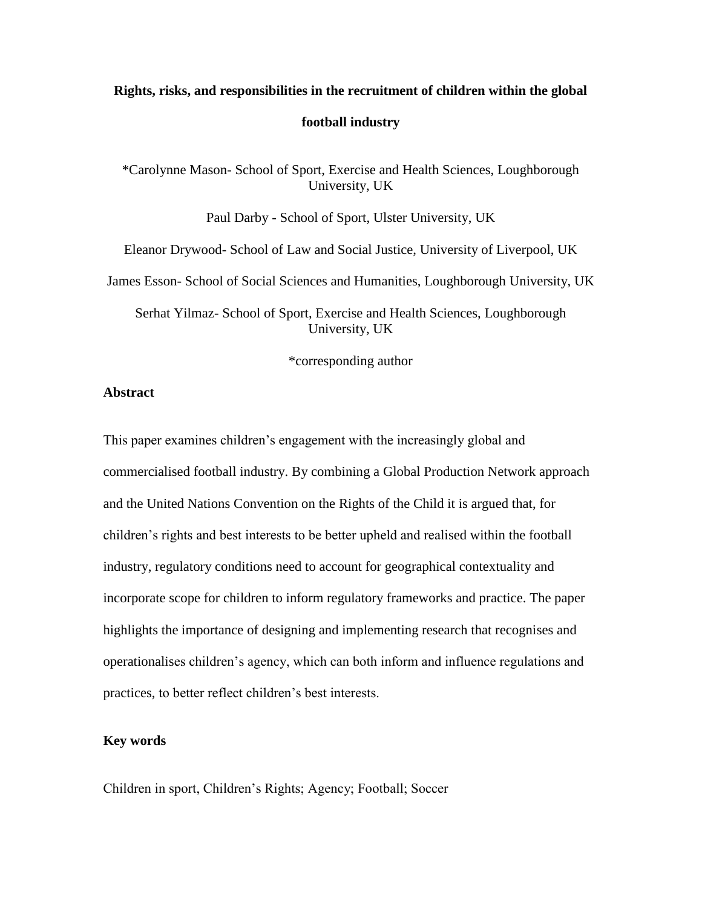# Rights, risks, and responsibilities in the recruitment of children within the global football industry

*Carolynne Mason- School of Sport, Exercise and Health Sciences, Loughborough University, UK

Paul Darby - School of Sport, Ulster University, UK

Eleanor Drywood- School of Law and Social Justice, University of Liverpool, UK

James Esson- School of Social Sciences and Humanities, Loughborough University, UK

Serhat Yilmaz- School of Sport, Exercise and Health Sciences, Loughborough University, UK

*corresponding author

## Abstract

This paper examines children's engagement with the increasingly global and commercialised football industry. By combining a Global Production Network approach and the United Nations Convention on the Rights of the Child it is argued that, for children's rights and best interests to be better upheld and realised within the football industry, regulatory conditions need to account for geographical contextuality and incorporate scope for children to inform regulatory frameworks and practice. The paper highlights the importance of designing and implementing research that recognises and operationalises children's agency, which can both inform and influence regulations and practices, to better reflect children's best interests.

## Key words

Children in sport, Children's Rights; Agency; Football; Soccer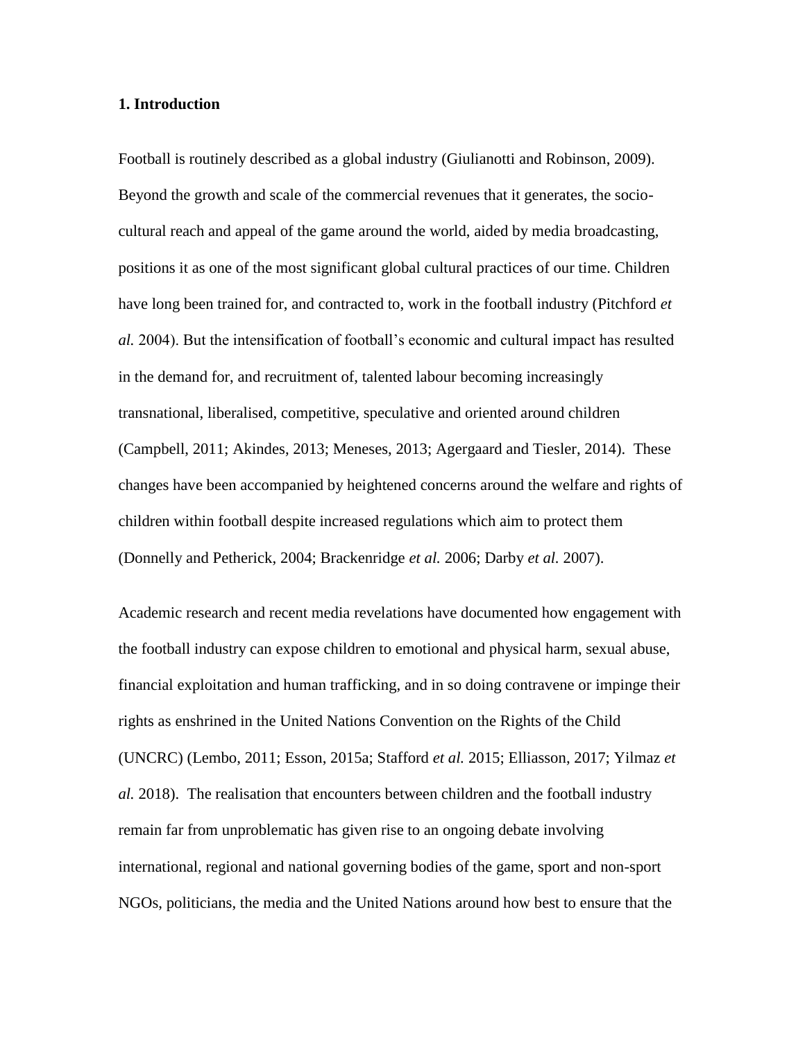## 1. Introduction

Football is routinely described as a global industry (Giulianotti and Robinson, 2009). Beyond the growth and scale of the commercial revenues that it generates, the socio-cultural reach and appeal of the game around the world, aided by media broadcasting, positions it as one of the most significant global cultural practices of our time. Children have long been trained for, and contracted to, work in the football industry (Pitchford *et al.* 2004). But the intensification of football's economic and cultural impact has resulted in the demand for, and recruitment of, talented labour becoming increasingly transnational, liberalised, competitive, speculative and oriented around children (Campbell, 2011; Akindes, 2013; Meneses, 2013; Agergaard and Tiesler, 2014). These changes have been accompanied by heightened concerns around the welfare and rights of children within football despite increased regulations which aim to protect them (Donnelly and Petherick, 2004; Brackenridge *et al.* 2006; Darby *et al.* 2007).

Academic research and recent media revelations have documented how engagement with the football industry can expose children to emotional and physical harm, sexual abuse, financial exploitation and human trafficking, and in so doing contravene or impinge their rights as enshrined in the United Nations Convention on the Rights of the Child (UNCRC) (Lembo, 2011; Esson, 2015a; Stafford *et al.* 2015; Elliasson, 2017; Yilmaz *et al.* 2018). The realisation that encounters between children and the football industry remain far from unproblematic has given rise to an ongoing debate involving international, regional and national governing bodies of the game, sport and non-sport NGOs, politicians, the media and the United Nations around how best to ensure that the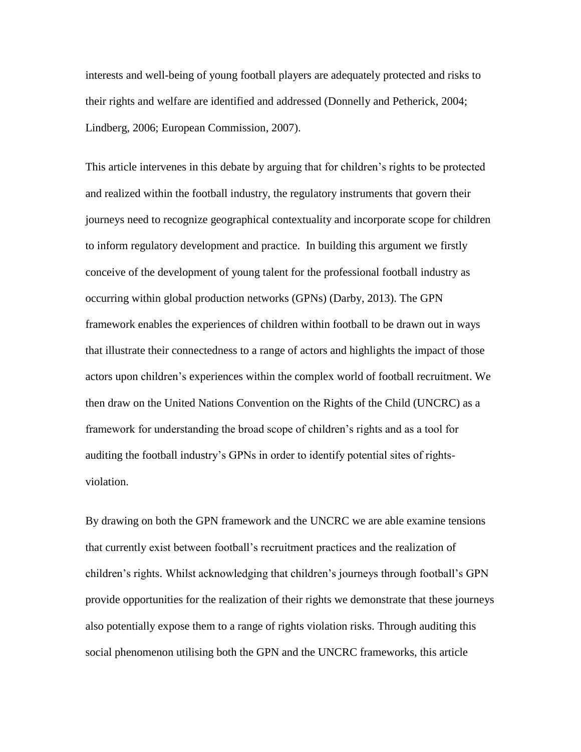interests and well-being of young football players are adequately protected and risks to their rights and welfare are identified and addressed (Donnelly and Petherick, 2004; Lindberg, 2006; European Commission, 2007).

This article intervenes in this debate by arguing that for children's rights to be protected and realized within the football industry, the regulatory instruments that govern their journeys need to recognize geographical contextuality and incorporate scope for children to inform regulatory development and practice. In building this argument we firstly conceive of the development of young talent for the professional football industry as occurring within global production networks (GPNs) (Darby, 2013). The GPN framework enables the experiences of children within football to be drawn out in ways that illustrate their connectedness to a range of actors and highlights the impact of those actors upon children's experiences within the complex world of football recruitment. We then draw on the United Nations Convention on the Rights of the Child (UNCRC) as a framework for understanding the broad scope of children's rights and as a tool for auditing the football industry's GPNs in order to identify potential sites of rights-violation.

By drawing on both the GPN framework and the UNCRC we are able examine tensions that currently exist between football's recruitment practices and the realization of children's rights. Whilst acknowledging that children's journeys through football's GPN provide opportunities for the realization of their rights we demonstrate that these journeys also potentially expose them to a range of rights violation risks. Through auditing this social phenomenon utilising both the GPN and the UNCRC frameworks, this article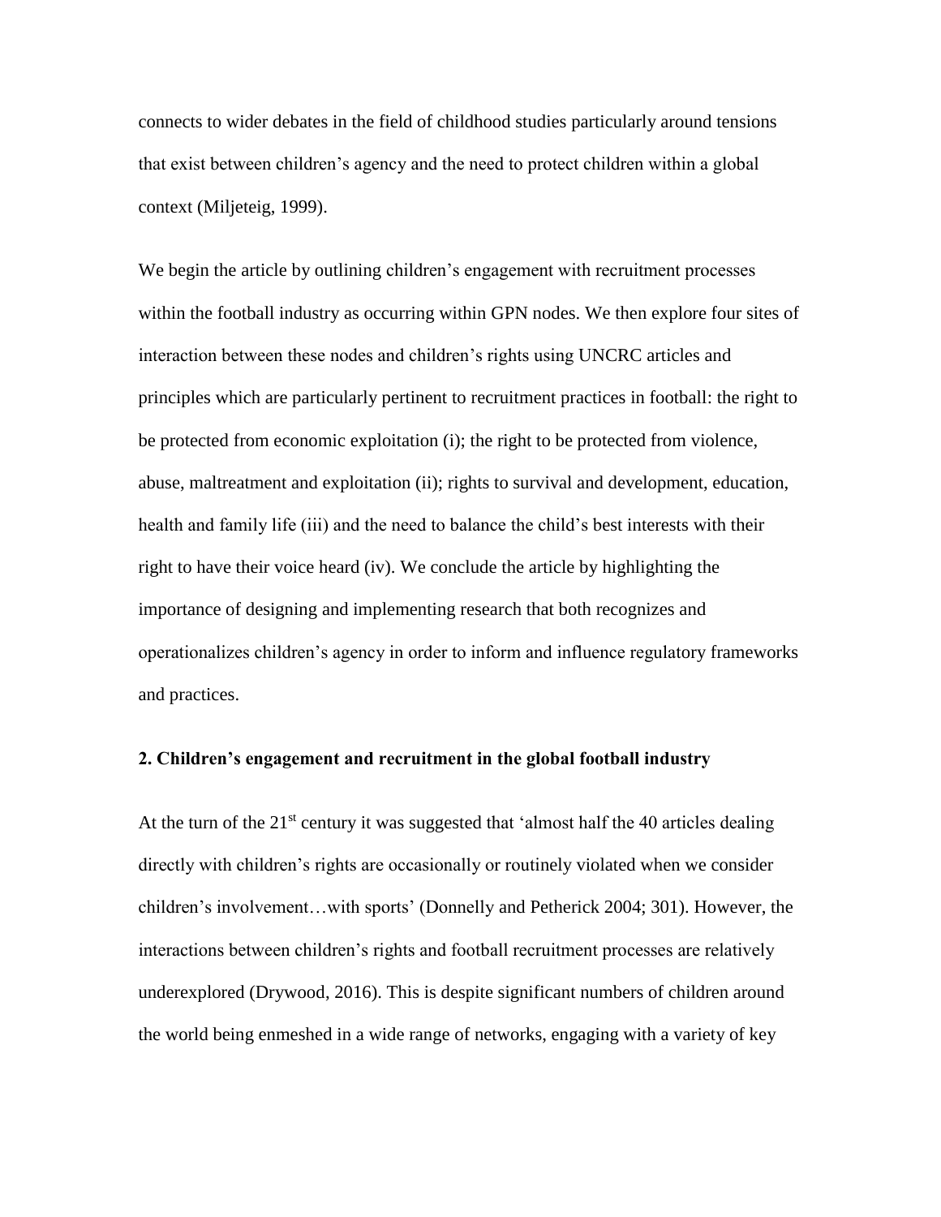connects to wider debates in the field of childhood studies particularly around tensions that exist between children's agency and the need to protect children within a global context (Miljeteig, 1999).

We begin the article by outlining children's engagement with recruitment processes within the football industry as occurring within GPN nodes. We then explore four sites of interaction between these nodes and children's rights using UNCRC articles and principles which are particularly pertinent to recruitment practices in football: the right to be protected from economic exploitation (i); the right to be protected from violence, abuse, maltreatment and exploitation (ii); rights to survival and development, education, health and family life (iii) and the need to balance the child's best interests with their right to have their voice heard (iv). We conclude the article by highlighting the importance of designing and implementing research that both recognizes and operationalizes children's agency in order to inform and influence regulatory frameworks and practices.

## 2. Children's engagement and recruitment in the global football industry

At the turn of the 21st century it was suggested that 'almost half the 40 articles dealing directly with children's rights are occasionally or routinely violated when we consider children's involvement…with sports' (Donnelly and Petherick 2004; 301). However, the interactions between children's rights and football recruitment processes are relatively underexplored (Drywood, 2016). This is despite significant numbers of children around the world being enmeshed in a wide range of networks, engaging with a variety of key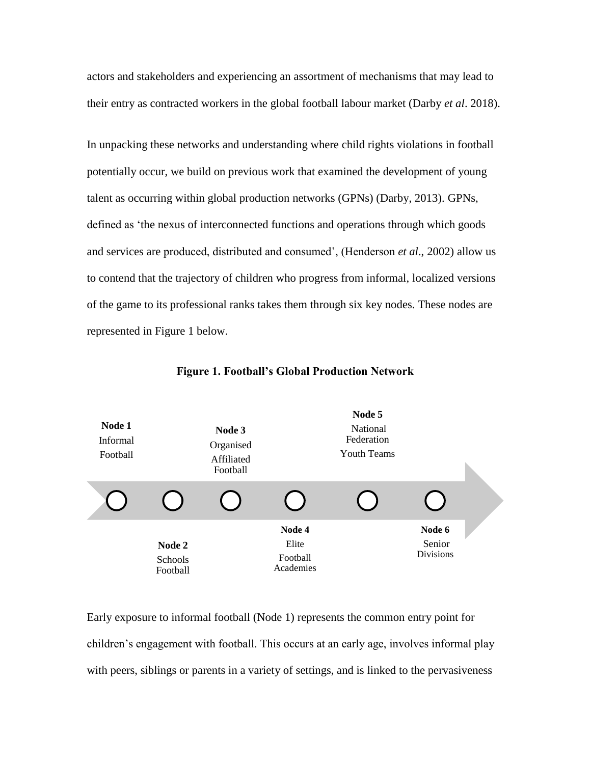actors and stakeholders and experiencing an assortment of mechanisms that may lead to their entry as contracted workers in the global football labour market (Darby *et al*. 2018).

In unpacking these networks and understanding where child rights violations in football potentially occur, we build on previous work that examined the development of young talent as occurring within global production networks (GPNs) (Darby, 2013). GPNs, defined as 'the nexus of interconnected functions and operations through which goods and services are produced, distributed and consumed', (Henderson *et al*., 2002) allow us to contend that the trajectory of children who progress from informal, localized versions of the game to its professional ranks takes them through six key nodes. These nodes are represented in Figure 1 below.

**Figure 1. Football's Global Production Network**

**Node 1** Informal Football

**Node 2** Schools Football

**Node 3** Organised Affiliated Football

**Node 4** Elite Football Academies

**Node 5** National Federation Youth Teams

**Node 6** Senior Divisions

Early exposure to informal football (Node 1) represents the common entry point for children's engagement with football. This occurs at an early age, involves informal play with peers, siblings or parents in a variety of settings, and is linked to the pervasiveness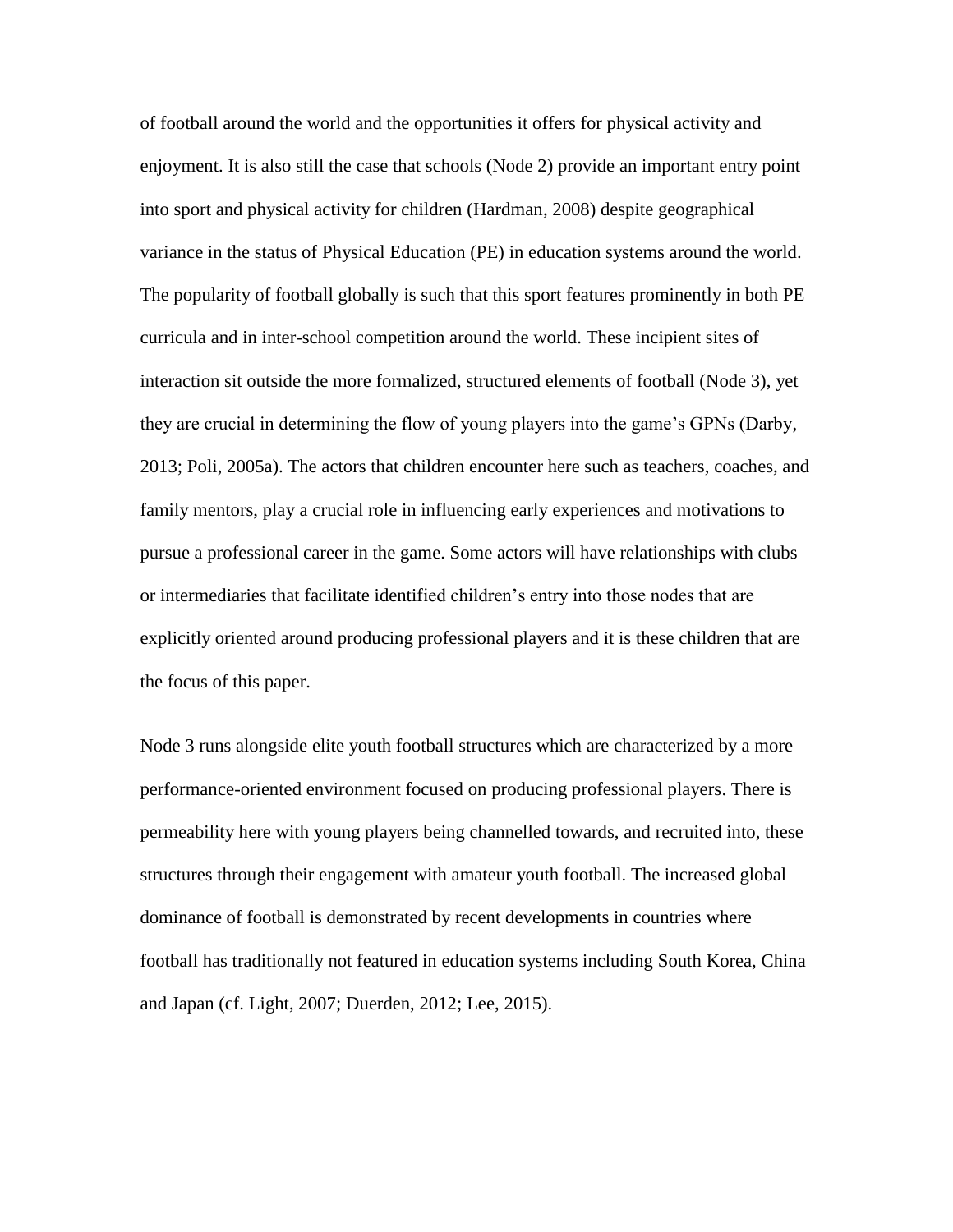of football around the world and the opportunities it offers for physical activity and enjoyment. It is also still the case that schools (Node 2) provide an important entry point into sport and physical activity for children (Hardman, 2008) despite geographical variance in the status of Physical Education (PE) in education systems around the world. The popularity of football globally is such that this sport features prominently in both PE curricula and in inter-school competition around the world. These incipient sites of interaction sit outside the more formalized, structured elements of football (Node 3), yet they are crucial in determining the flow of young players into the game's GPNs (Darby, 2013; Poli, 2005a). The actors that children encounter here such as teachers, coaches, and family mentors, play a crucial role in influencing early experiences and motivations to pursue a professional career in the game. Some actors will have relationships with clubs or intermediaries that facilitate identified children's entry into those nodes that are explicitly oriented around producing professional players and it is these children that are the focus of this paper.

Node 3 runs alongside elite youth football structures which are characterized by a more performance-oriented environment focused on producing professional players. There is permeability here with young players being channelled towards, and recruited into, these structures through their engagement with amateur youth football. The increased global dominance of football is demonstrated by recent developments in countries where football has traditionally not featured in education systems including South Korea, China and Japan (cf. Light, 2007; Duerden, 2012; Lee, 2015).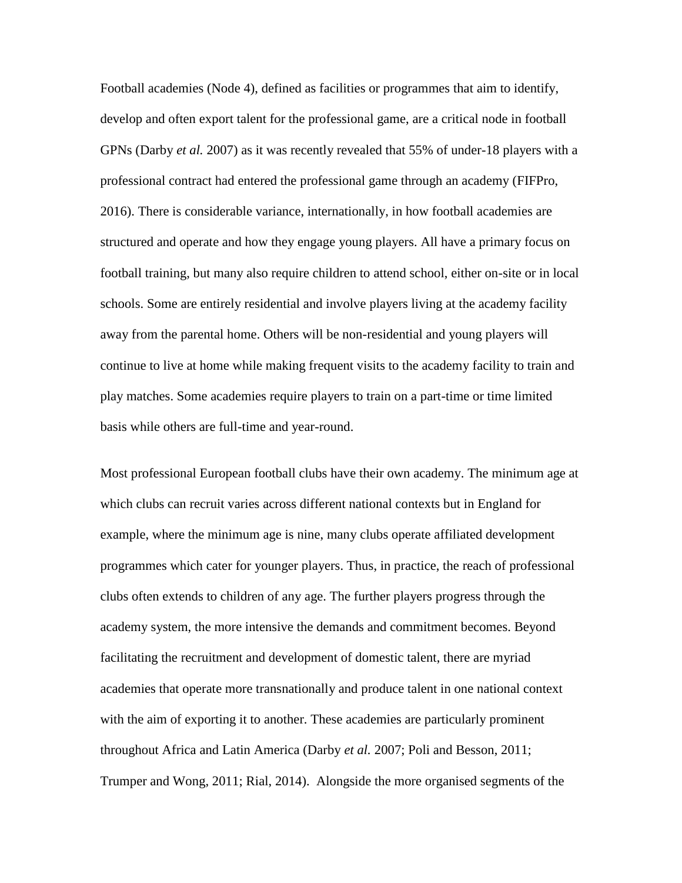Football academies (Node 4), defined as facilities or programmes that aim to identify, develop and often export talent for the professional game, are a critical node in football GPNs (Darby *et al.* 2007) as it was recently revealed that 55% of under-18 players with a professional contract had entered the professional game through an academy (FIFPro, 2016). There is considerable variance, internationally, in how football academies are structured and operate and how they engage young players. All have a primary focus on football training, but many also require children to attend school, either on-site or in local schools. Some are entirely residential and involve players living at the academy facility away from the parental home. Others will be non-residential and young players will continue to live at home while making frequent visits to the academy facility to train and play matches. Some academies require players to train on a part-time or time limited basis while others are full-time and year-round.

Most professional European football clubs have their own academy. The minimum age at which clubs can recruit varies across different national contexts but in England for example, where the minimum age is nine, many clubs operate affiliated development programmes which cater for younger players. Thus, in practice, the reach of professional clubs often extends to children of any age. The further players progress through the academy system, the more intensive the demands and commitment becomes. Beyond facilitating the recruitment and development of domestic talent, there are myriad academies that operate more transnationally and produce talent in one national context with the aim of exporting it to another. These academies are particularly prominent throughout Africa and Latin America (Darby *et al.* 2007; Poli and Besson, 2011; Trumper and Wong, 2011; Rial, 2014). Alongside the more organised segments of the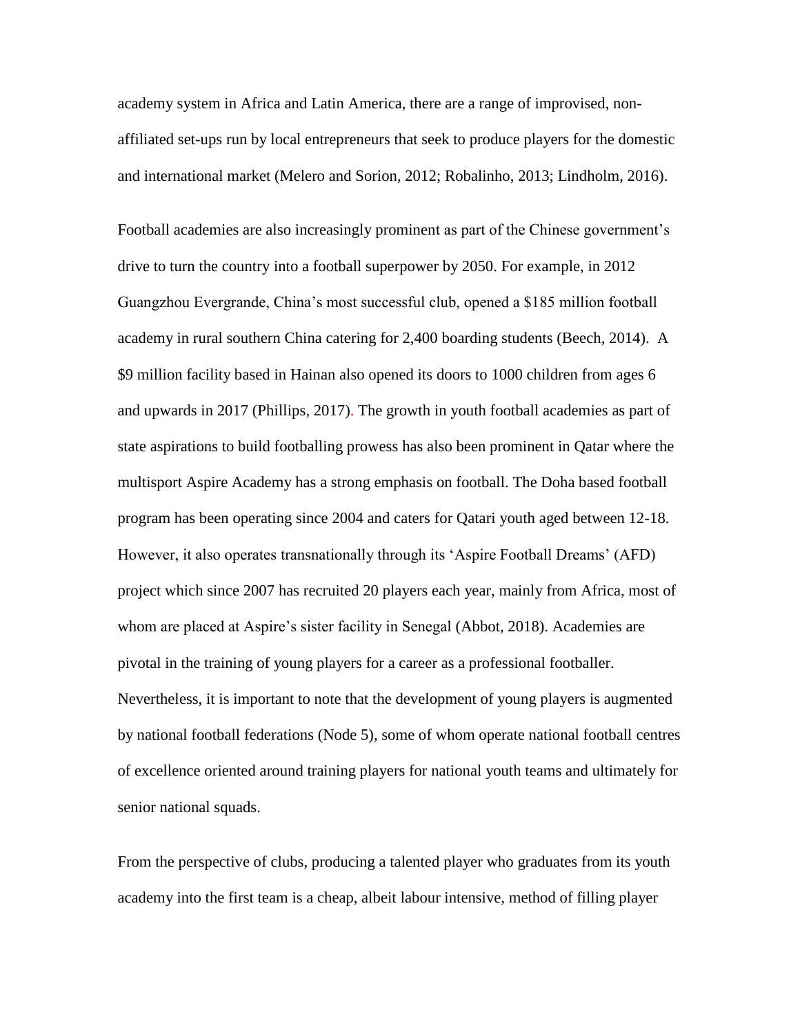academy system in Africa and Latin America, there are a range of improvised, non-affiliated set-ups run by local entrepreneurs that seek to produce players for the domestic and international market (Melero and Sorion, 2012; Robalinho, 2013; Lindholm, 2016).

Football academies are also increasingly prominent as part of the Chinese government's drive to turn the country into a football superpower by 2050. For example, in 2012 Guangzhou Evergrande, China's most successful club, opened a $185 million football academy in rural southern China catering for 2,400 boarding students (Beech, 2014). A $9 million facility based in Hainan also opened its doors to 1000 children from ages 6 and upwards in 2017 (Phillips, 2017). The growth in youth football academies as part of state aspirations to build footballing prowess has also been prominent in Qatar where the multisport Aspire Academy has a strong emphasis on football. The Doha based football program has been operating since 2004 and caters for Qatari youth aged between 12-18. However, it also operates transnationally through its 'Aspire Football Dreams' (AFD) project which since 2007 has recruited 20 players each year, mainly from Africa, most of whom are placed at Aspire's sister facility in Senegal (Abbot, 2018). Academies are pivotal in the training of young players for a career as a professional footballer. Nevertheless, it is important to note that the development of young players is augmented by national football federations (Node 5), some of whom operate national football centres of excellence oriented around training players for national youth teams and ultimately for senior national squads.

From the perspective of clubs, producing a talented player who graduates from its youth academy into the first team is a cheap, albeit labour intensive, method of filling player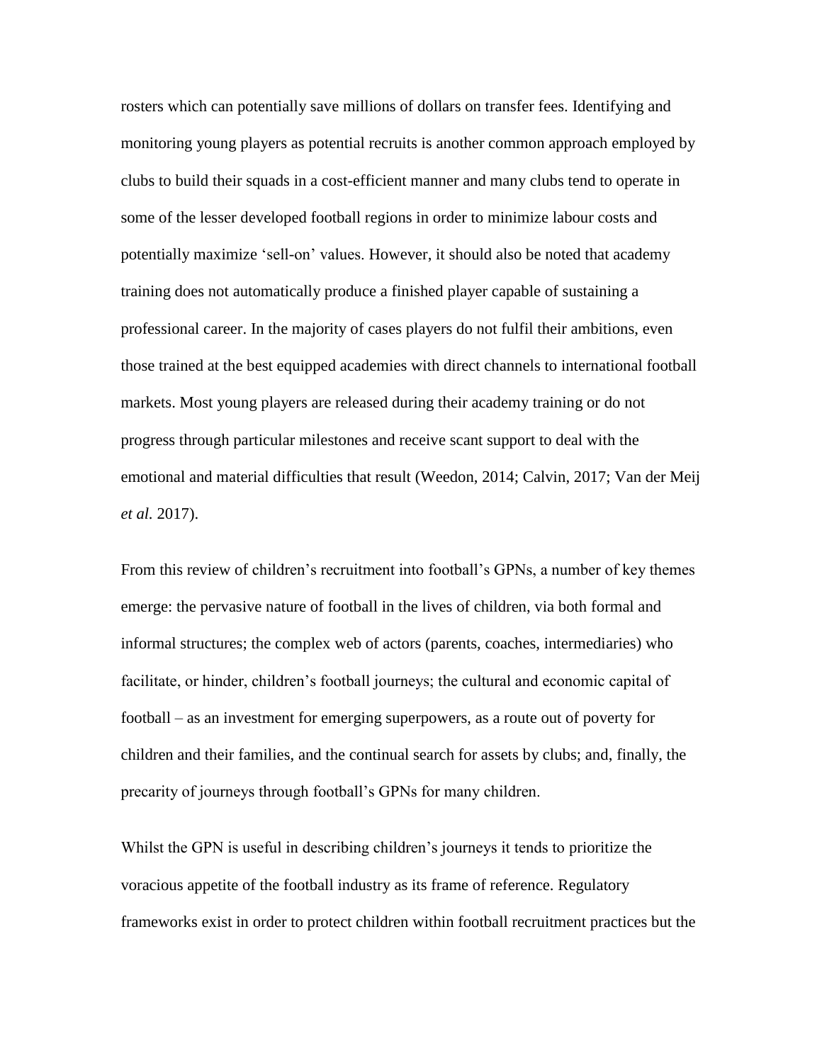rosters which can potentially save millions of dollars on transfer fees. Identifying and monitoring young players as potential recruits is another common approach employed by clubs to build their squads in a cost-efficient manner and many clubs tend to operate in some of the lesser developed football regions in order to minimize labour costs and potentially maximize 'sell-on' values. However, it should also be noted that academy training does not automatically produce a finished player capable of sustaining a professional career. In the majority of cases players do not fulfil their ambitions, even those trained at the best equipped academies with direct channels to international football markets. Most young players are released during their academy training or do not progress through particular milestones and receive scant support to deal with the emotional and material difficulties that result (Weedon, 2014; Calvin, 2017; Van der Meij *et al.* 2017).

From this review of children's recruitment into football's GPNs, a number of key themes emerge: the pervasive nature of football in the lives of children, via both formal and informal structures; the complex web of actors (parents, coaches, intermediaries) who facilitate, or hinder, children's football journeys; the cultural and economic capital of football – as an investment for emerging superpowers, as a route out of poverty for children and their families, and the continual search for assets by clubs; and, finally, the precarity of journeys through football's GPNs for many children.

Whilst the GPN is useful in describing children's journeys it tends to prioritize the voracious appetite of the football industry as its frame of reference. Regulatory frameworks exist in order to protect children within football recruitment practices but the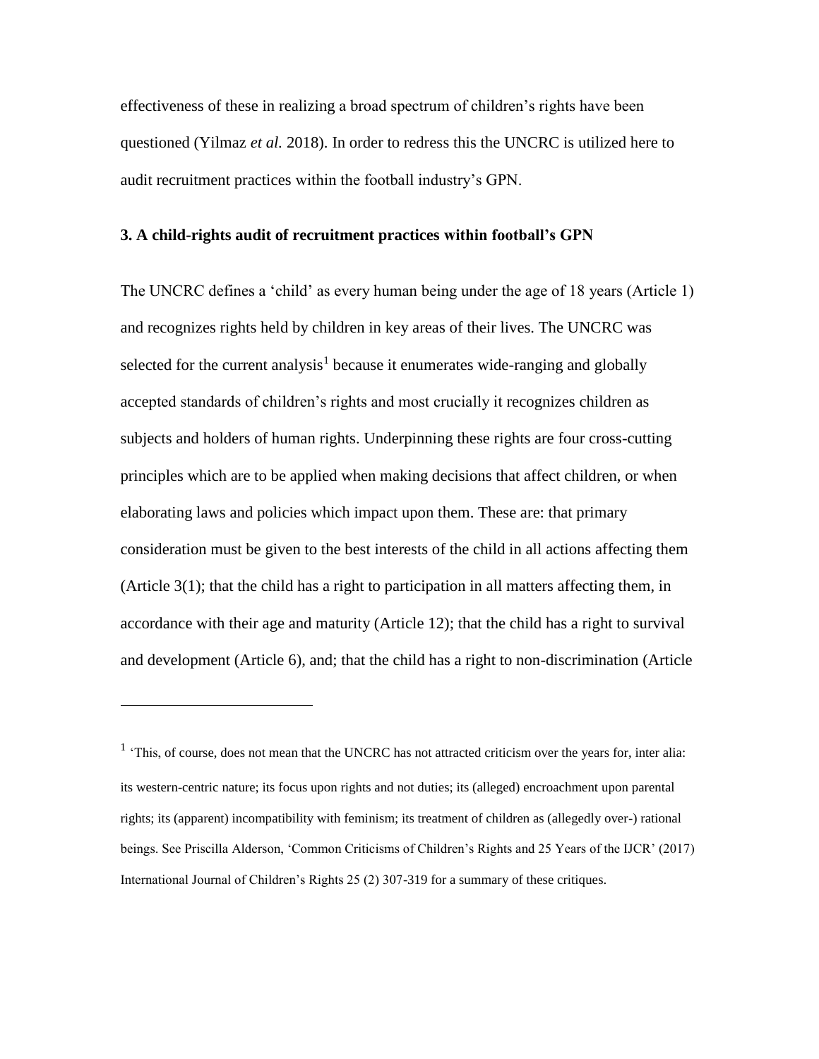effectiveness of these in realizing a broad spectrum of children's rights have been questioned (Yilmaz *et al.* 2018). In order to redress this the UNCRC is utilized here to audit recruitment practices within the football industry's GPN.

### 3. A child-rights audit of recruitment practices within football's GPN

The UNCRC defines a 'child' as every human being under the age of 18 years (Article 1) and recognizes rights held by children in key areas of their lives. The UNCRC was selected for the current analysis[1] because it enumerates wide-ranging and globally accepted standards of children's rights and most crucially it recognizes children as subjects and holders of human rights. Underpinning these rights are four cross-cutting principles which are to be applied when making decisions that affect children, or when elaborating laws and policies which impact upon them. These are: that primary consideration must be given to the best interests of the child in all actions affecting them (Article 3(1); that the child has a right to participation in all matters affecting them, in accordance with their age and maturity (Article 12); that the child has a right to survival and development (Article 6), and; that the child has a right to non-discrimination (Article

---

[1] 'This, of course, does not mean that the UNCRC has not attracted criticism over the years for, inter alia: its western-centric nature; its focus upon rights and not duties; its (alleged) encroachment upon parental rights; its (apparent) incompatibility with feminism; its treatment of children as (allegedly over-) rational beings. See Priscilla Alderson, 'Common Criticisms of Children's Rights and 25 Years of the IJCR' (2017) International Journal of Children's Rights 25 (2) 307-319 for a summary of these critiques.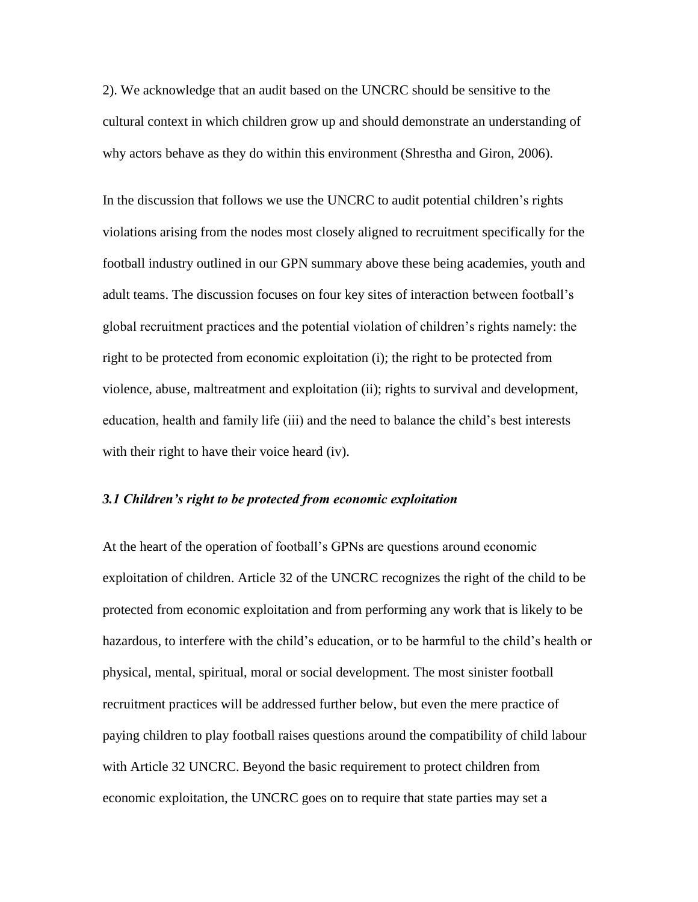2). We acknowledge that an audit based on the UNCRC should be sensitive to the cultural context in which children grow up and should demonstrate an understanding of why actors behave as they do within this environment (Shrestha and Giron, 2006).

In the discussion that follows we use the UNCRC to audit potential children's rights violations arising from the nodes most closely aligned to recruitment specifically for the football industry outlined in our GPN summary above these being academies, youth and adult teams. The discussion focuses on four key sites of interaction between football's global recruitment practices and the potential violation of children's rights namely: the right to be protected from economic exploitation (i); the right to be protected from violence, abuse, maltreatment and exploitation (ii); rights to survival and development, education, health and family life (iii) and the need to balance the child's best interests with their right to have their voice heard (iv).

### *3.1 Children's right to be protected from economic exploitation*

At the heart of the operation of football's GPNs are questions around economic exploitation of children. Article 32 of the UNCRC recognizes the right of the child to be protected from economic exploitation and from performing any work that is likely to be hazardous, to interfere with the child's education, or to be harmful to the child's health or physical, mental, spiritual, moral or social development. The most sinister football recruitment practices will be addressed further below, but even the mere practice of paying children to play football raises questions around the compatibility of child labour with Article 32 UNCRC. Beyond the basic requirement to protect children from economic exploitation, the UNCRC goes on to require that state parties may set a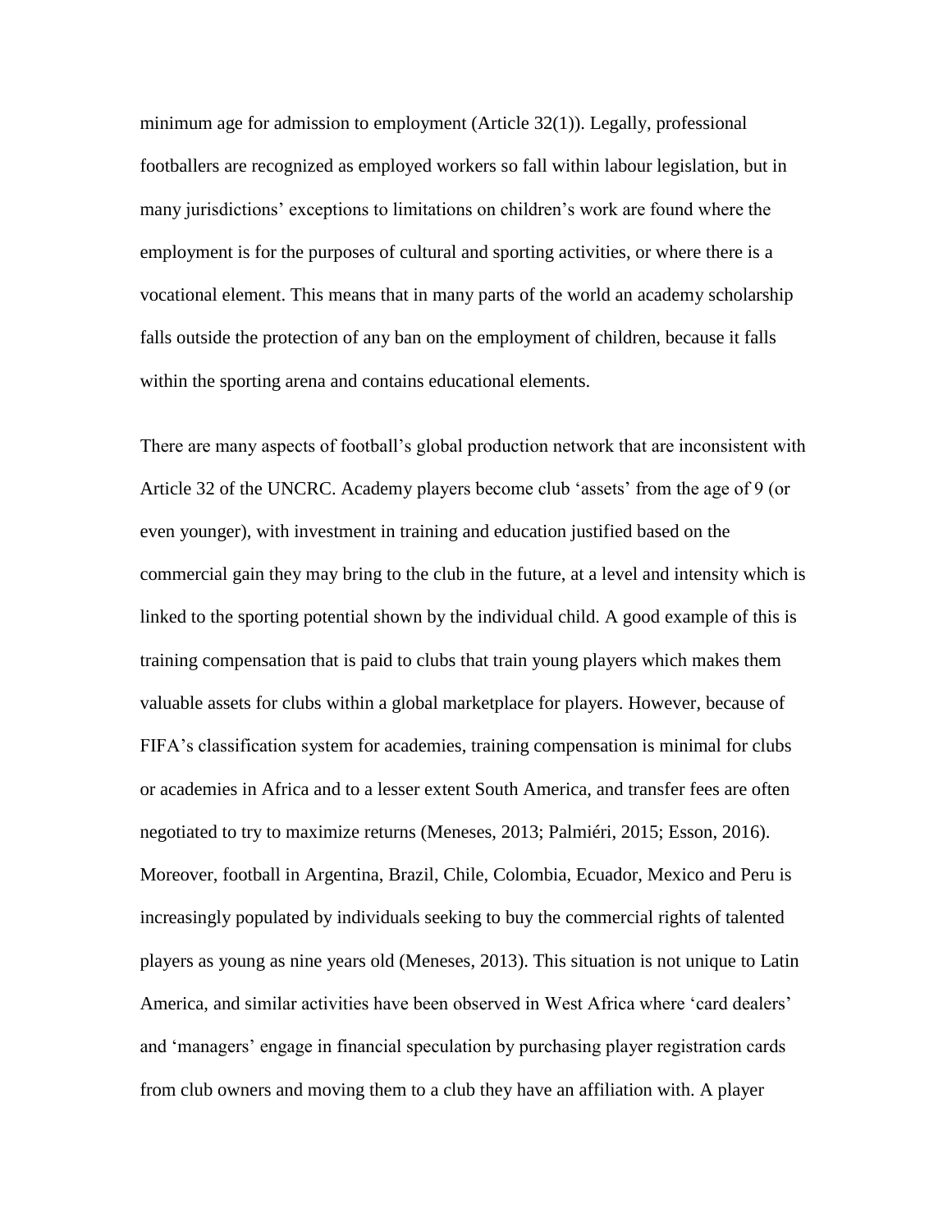minimum age for admission to employment (Article 32(1)). Legally, professional footballers are recognized as employed workers so fall within labour legislation, but in many jurisdictions' exceptions to limitations on children's work are found where the employment is for the purposes of cultural and sporting activities, or where there is a vocational element. This means that in many parts of the world an academy scholarship falls outside the protection of any ban on the employment of children, because it falls within the sporting arena and contains educational elements.

There are many aspects of football's global production network that are inconsistent with Article 32 of the UNCRC. Academy players become club 'assets' from the age of 9 (or even younger), with investment in training and education justified based on the commercial gain they may bring to the club in the future, at a level and intensity which is linked to the sporting potential shown by the individual child. A good example of this is training compensation that is paid to clubs that train young players which makes them valuable assets for clubs within a global marketplace for players. However, because of FIFA's classification system for academies, training compensation is minimal for clubs or academies in Africa and to a lesser extent South America, and transfer fees are often negotiated to try to maximize returns (Meneses, 2013; Palmiéri, 2015; Esson, 2016). Moreover, football in Argentina, Brazil, Chile, Colombia, Ecuador, Mexico and Peru is increasingly populated by individuals seeking to buy the commercial rights of talented players as young as nine years old (Meneses, 2013). This situation is not unique to Latin America, and similar activities have been observed in West Africa where 'card dealers' and 'managers' engage in financial speculation by purchasing player registration cards from club owners and moving them to a club they have an affiliation with. A player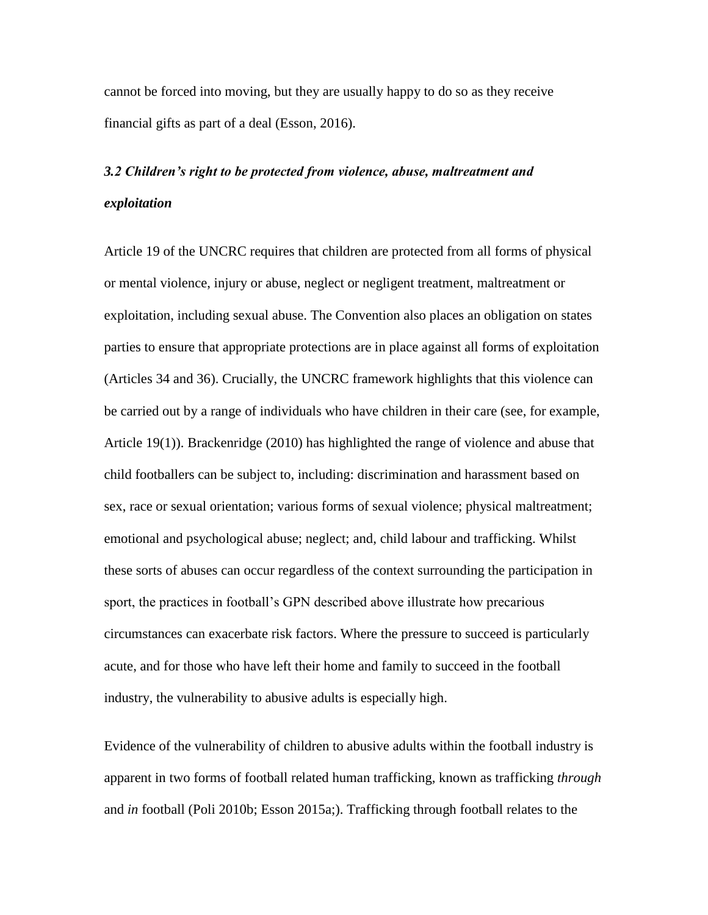cannot be forced into moving, but they are usually happy to do so as they receive financial gifts as part of a deal (Esson, 2016).

### *3.2 Children's right to be protected from violence, abuse, maltreatment and exploitation*

Article 19 of the UNCRC requires that children are protected from all forms of physical or mental violence, injury or abuse, neglect or negligent treatment, maltreatment or exploitation, including sexual abuse. The Convention also places an obligation on states parties to ensure that appropriate protections are in place against all forms of exploitation (Articles 34 and 36). Crucially, the UNCRC framework highlights that this violence can be carried out by a range of individuals who have children in their care (see, for example, Article 19(1)). Brackenridge (2010) has highlighted the range of violence and abuse that child footballers can be subject to, including: discrimination and harassment based on sex, race or sexual orientation; various forms of sexual violence; physical maltreatment; emotional and psychological abuse; neglect; and, child labour and trafficking. Whilst these sorts of abuses can occur regardless of the context surrounding the participation in sport, the practices in football's GPN described above illustrate how precarious circumstances can exacerbate risk factors. Where the pressure to succeed is particularly acute, and for those who have left their home and family to succeed in the football industry, the vulnerability to abusive adults is especially high.

Evidence of the vulnerability of children to abusive adults within the football industry is apparent in two forms of football related human trafficking, known as trafficking *through* and *in* football (Poli 2010b; Esson 2015a;). Trafficking through football relates to the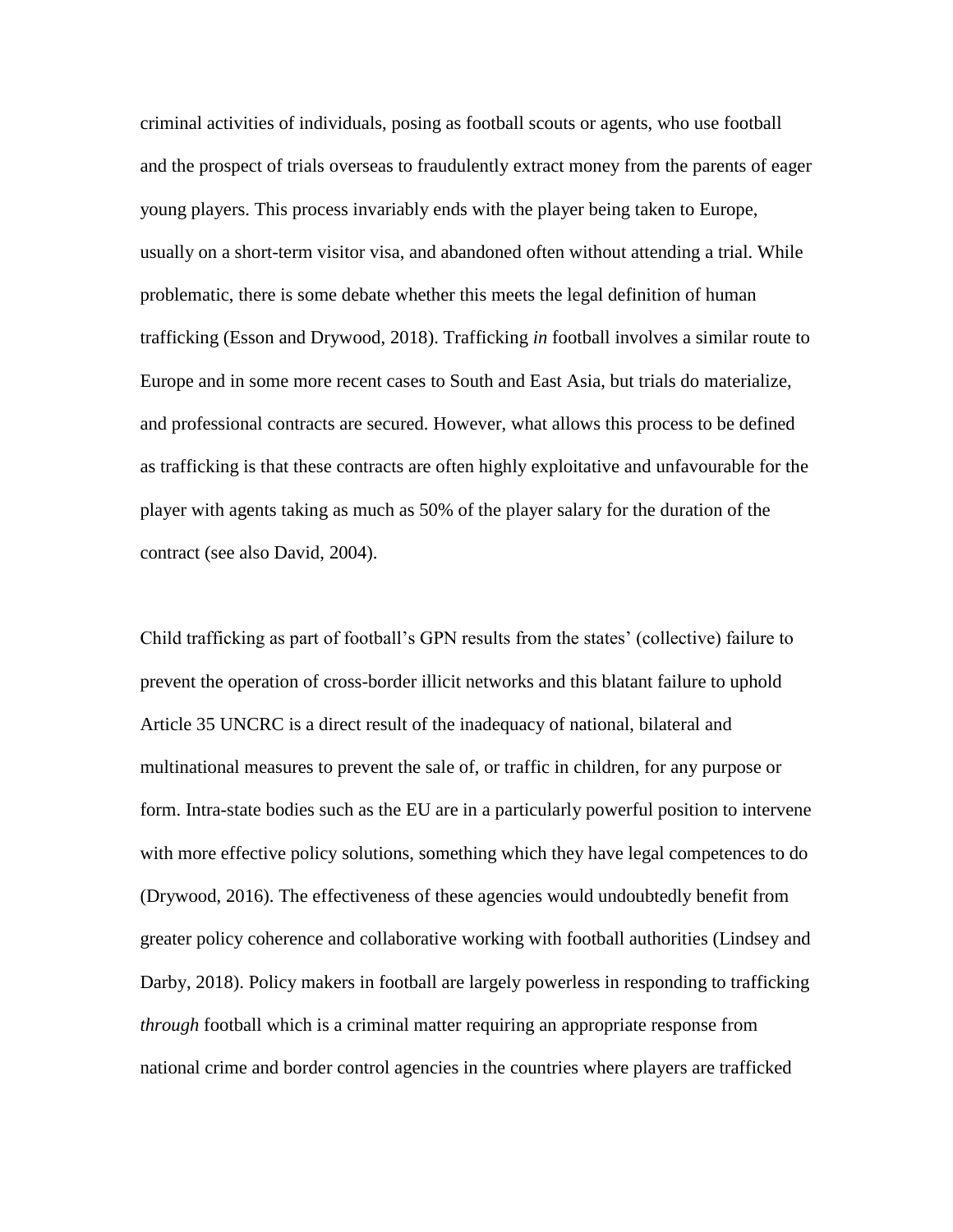criminal activities of individuals, posing as football scouts or agents, who use football and the prospect of trials overseas to fraudulently extract money from the parents of eager young players. This process invariably ends with the player being taken to Europe, usually on a short-term visitor visa, and abandoned often without attending a trial. While problematic, there is some debate whether this meets the legal definition of human trafficking (Esson and Drywood, 2018). Trafficking *in* football involves a similar route to Europe and in some more recent cases to South and East Asia, but trials do materialize, and professional contracts are secured. However, what allows this process to be defined as trafficking is that these contracts are often highly exploitative and unfavourable for the player with agents taking as much as 50% of the player salary for the duration of the contract (see also David, 2004).

Child trafficking as part of football's GPN results from the states' (collective) failure to prevent the operation of cross-border illicit networks and this blatant failure to uphold Article 35 UNCRC is a direct result of the inadequacy of national, bilateral and multinational measures to prevent the sale of, or traffic in children, for any purpose or form. Intra-state bodies such as the EU are in a particularly powerful position to intervene with more effective policy solutions, something which they have legal competences to do (Drywood, 2016). The effectiveness of these agencies would undoubtedly benefit from greater policy coherence and collaborative working with football authorities (Lindsey and Darby, 2018). Policy makers in football are largely powerless in responding to trafficking *through* football which is a criminal matter requiring an appropriate response from national crime and border control agencies in the countries where players are trafficked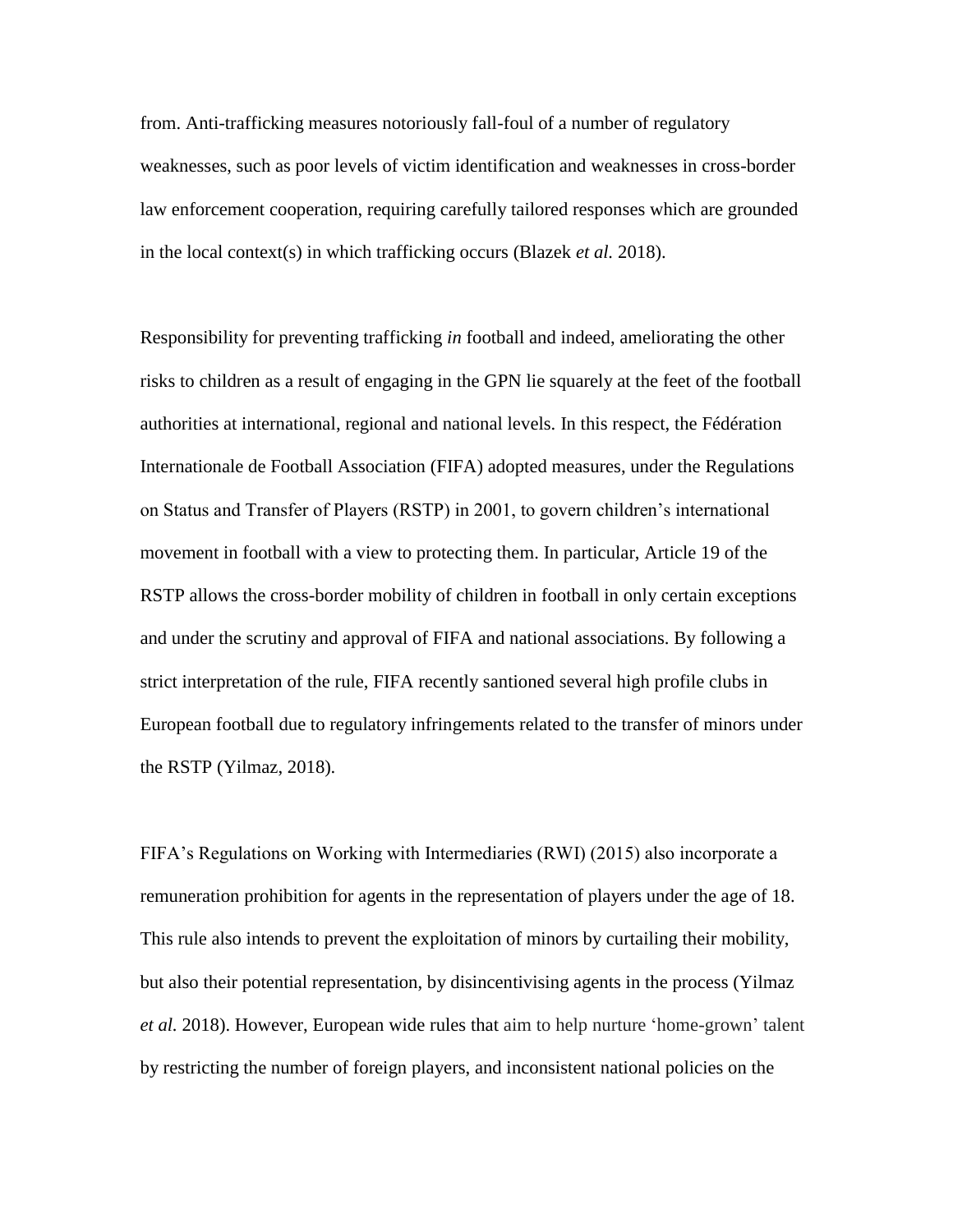from. Anti-trafficking measures notoriously fall-foul of a number of regulatory weaknesses, such as poor levels of victim identification and weaknesses in cross-border law enforcement cooperation, requiring carefully tailored responses which are grounded in the local context(s) in which trafficking occurs (Blazek *et al.* 2018).

Responsibility for preventing trafficking *in* football and indeed, ameliorating the other risks to children as a result of engaging in the GPN lie squarely at the feet of the football authorities at international, regional and national levels. In this respect, the Fédération Internationale de Football Association (FIFA) adopted measures, under the Regulations on Status and Transfer of Players (RSTP) in 2001, to govern children's international movement in football with a view to protecting them. In particular, Article 19 of the RSTP allows the cross-border mobility of children in football in only certain exceptions and under the scrutiny and approval of FIFA and national associations. By following a strict interpretation of the rule, FIFA recently santioned several high profile clubs in European football due to regulatory infringements related to the transfer of minors under the RSTP (Yilmaz, 2018).

FIFA's Regulations on Working with Intermediaries (RWI) (2015) also incorporate a remuneration prohibition for agents in the representation of players under the age of 18. This rule also intends to prevent the exploitation of minors by curtailing their mobility, but also their potential representation, by disincentivising agents in the process (Yilmaz *et al.* 2018). However, European wide rules that aim to help nurture 'home-grown' talent by restricting the number of foreign players, and inconsistent national policies on the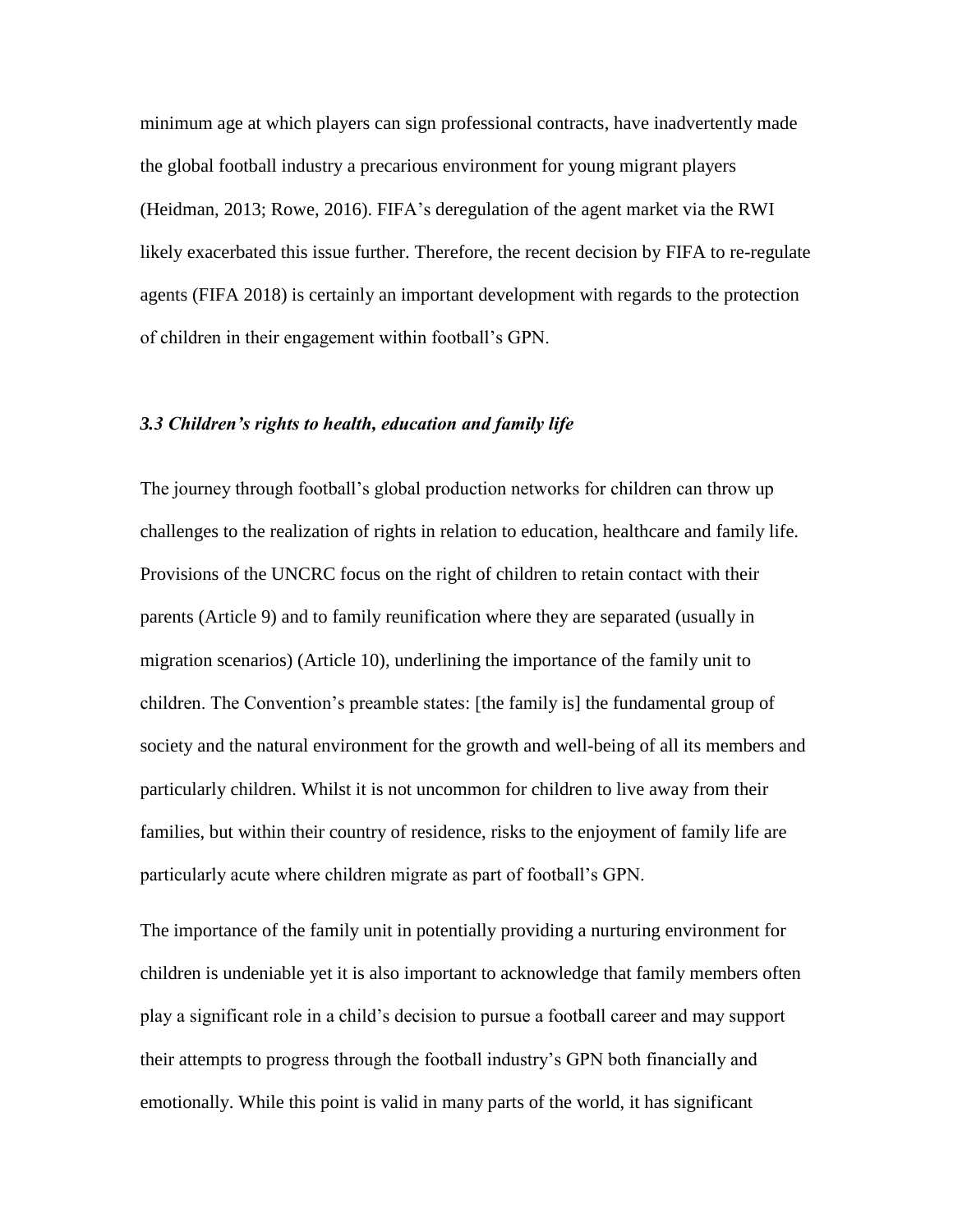minimum age at which players can sign professional contracts, have inadvertently made the global football industry a precarious environment for young migrant players (Heidman, 2013; Rowe, 2016). FIFA's deregulation of the agent market via the RWI likely exacerbated this issue further. Therefore, the recent decision by FIFA to re-regulate agents (FIFA 2018) is certainly an important development with regards to the protection of children in their engagement within football's GPN.

### *3.3 Children's rights to health, education and family life*

The journey through football's global production networks for children can throw up challenges to the realization of rights in relation to education, healthcare and family life. Provisions of the UNCRC focus on the right of children to retain contact with their parents (Article 9) and to family reunification where they are separated (usually in migration scenarios) (Article 10), underlining the importance of the family unit to children. The Convention's preamble states: [the family is] the fundamental group of society and the natural environment for the growth and well-being of all its members and particularly children. Whilst it is not uncommon for children to live away from their families, but within their country of residence, risks to the enjoyment of family life are particularly acute where children migrate as part of football's GPN.

The importance of the family unit in potentially providing a nurturing environment for children is undeniable yet it is also important to acknowledge that family members often play a significant role in a child's decision to pursue a football career and may support their attempts to progress through the football industry's GPN both financially and emotionally. While this point is valid in many parts of the world, it has significant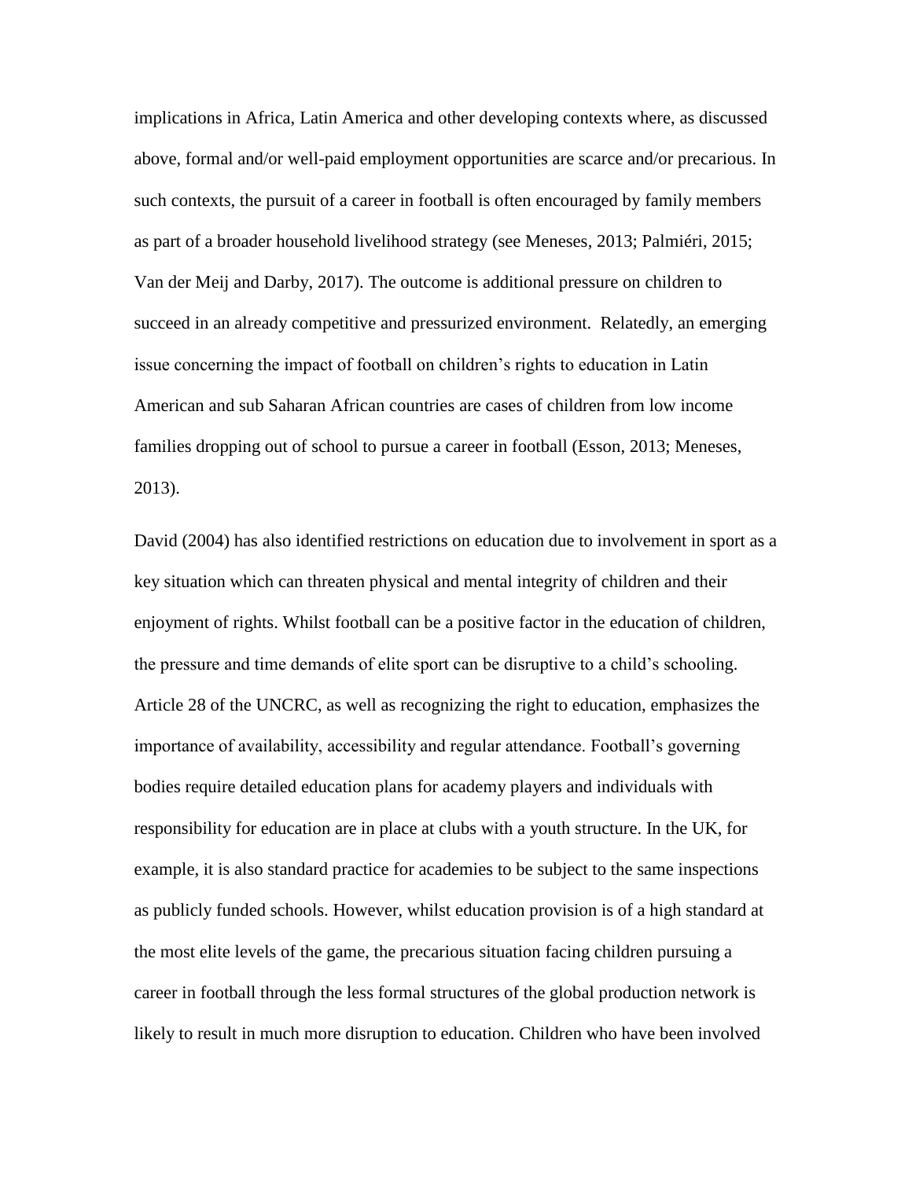implications in Africa, Latin America and other developing contexts where, as discussed above, formal and/or well-paid employment opportunities are scarce and/or precarious. In such contexts, the pursuit of a career in football is often encouraged by family members as part of a broader household livelihood strategy (see Meneses, 2013; Palmiéri, 2015; Van der Meij and Darby, 2017). The outcome is additional pressure on children to succeed in an already competitive and pressurized environment. Relatedly, an emerging issue concerning the impact of football on children's rights to education in Latin American and sub Saharan African countries are cases of children from low income families dropping out of school to pursue a career in football (Esson, 2013; Meneses, 2013).

David (2004) has also identified restrictions on education due to involvement in sport as a key situation which can threaten physical and mental integrity of children and their enjoyment of rights. Whilst football can be a positive factor in the education of children, the pressure and time demands of elite sport can be disruptive to a child's schooling. Article 28 of the UNCRC, as well as recognizing the right to education, emphasizes the importance of availability, accessibility and regular attendance. Football's governing bodies require detailed education plans for academy players and individuals with responsibility for education are in place at clubs with a youth structure. In the UK, for example, it is also standard practice for academies to be subject to the same inspections as publicly funded schools. However, whilst education provision is of a high standard at the most elite levels of the game, the precarious situation facing children pursuing a career in football through the less formal structures of the global production network is likely to result in much more disruption to education. Children who have been involved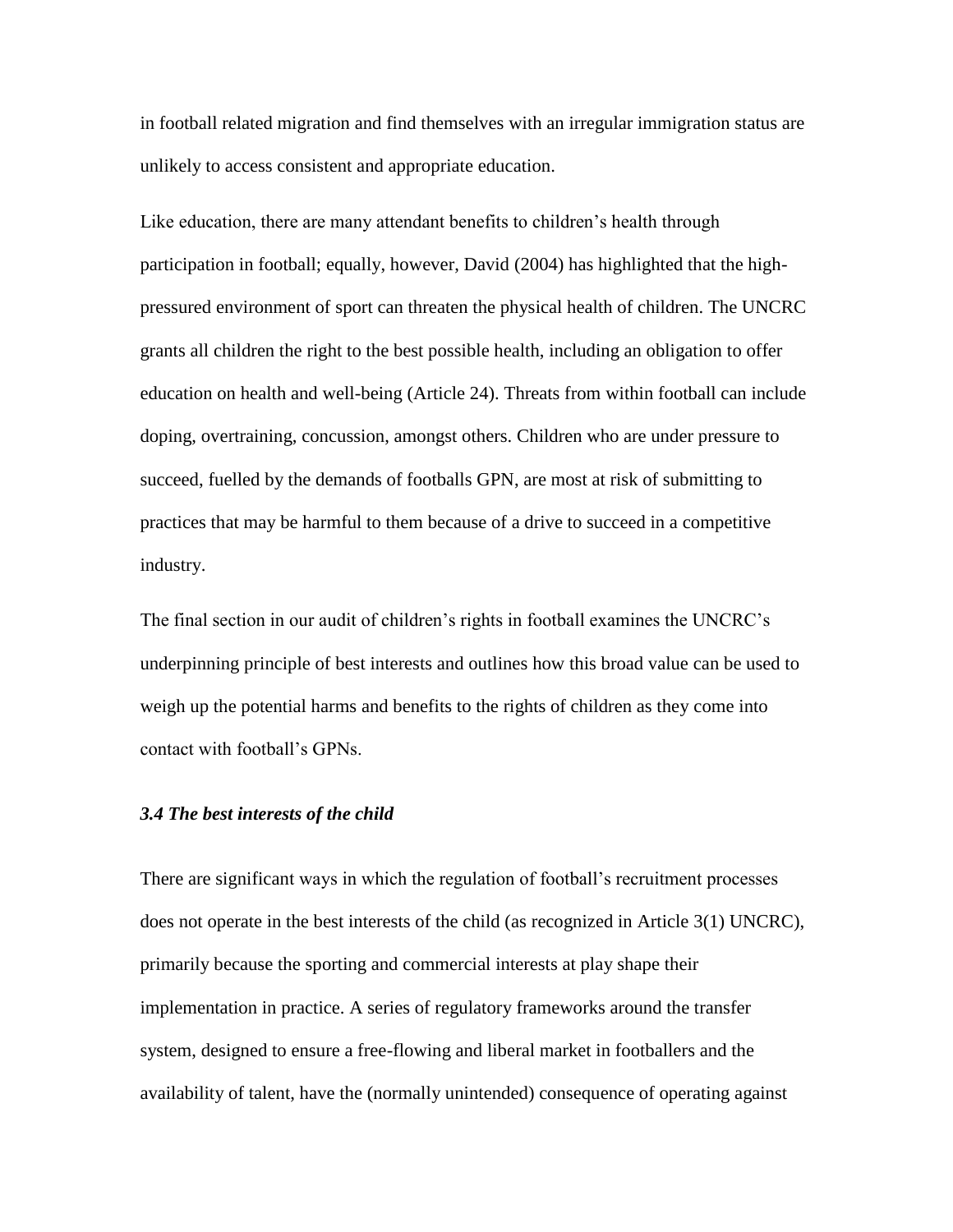in football related migration and find themselves with an irregular immigration status are unlikely to access consistent and appropriate education.

Like education, there are many attendant benefits to children's health through participation in football; equally, however, David (2004) has highlighted that the high-pressured environment of sport can threaten the physical health of children. The UNCRC grants all children the right to the best possible health, including an obligation to offer education on health and well-being (Article 24). Threats from within football can include doping, overtraining, concussion, amongst others. Children who are under pressure to succeed, fuelled by the demands of footballs GPN, are most at risk of submitting to practices that may be harmful to them because of a drive to succeed in a competitive industry.

The final section in our audit of children's rights in football examines the UNCRC's underpinning principle of best interests and outlines how this broad value can be used to weigh up the potential harms and benefits to the rights of children as they come into contact with football's GPNs.

### *3.4 The best interests of the child*

There are significant ways in which the regulation of football's recruitment processes does not operate in the best interests of the child (as recognized in Article 3(1) UNCRC), primarily because the sporting and commercial interests at play shape their implementation in practice. A series of regulatory frameworks around the transfer system, designed to ensure a free-flowing and liberal market in footballers and the availability of talent, have the (normally unintended) consequence of operating against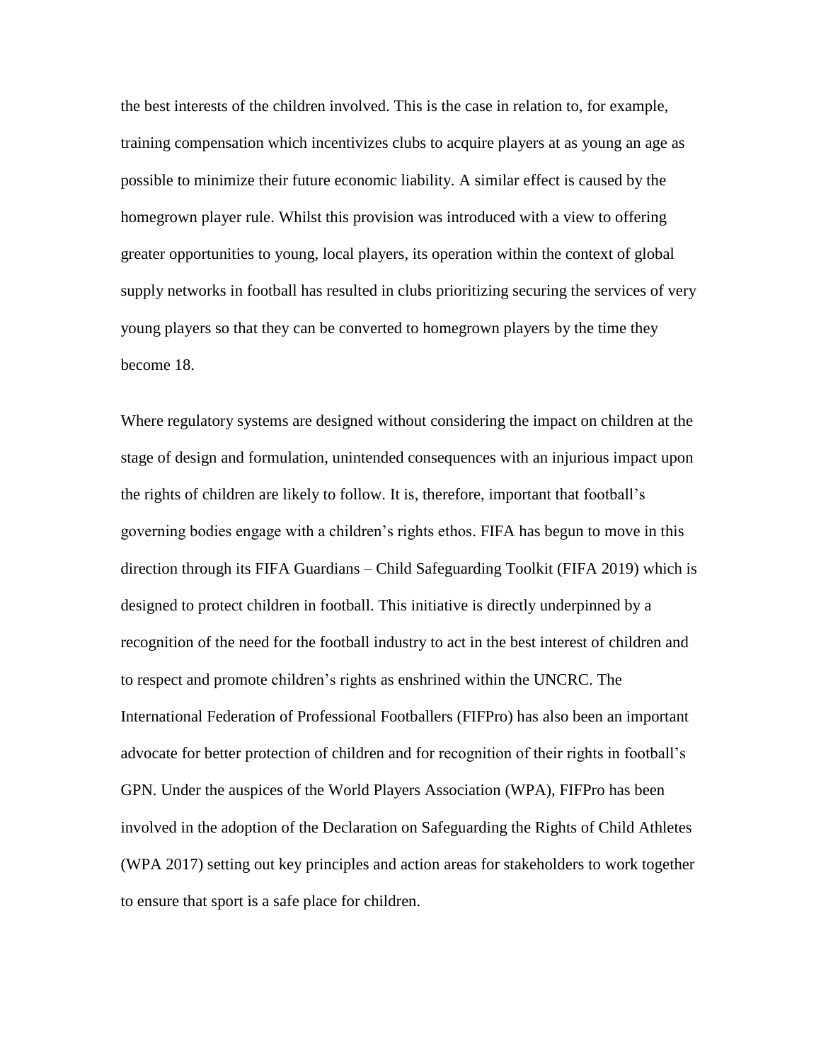the best interests of the children involved. This is the case in relation to, for example, training compensation which incentivizes clubs to acquire players at as young an age as possible to minimize their future economic liability. A similar effect is caused by the homegrown player rule. Whilst this provision was introduced with a view to offering greater opportunities to young, local players, its operation within the context of global supply networks in football has resulted in clubs prioritizing securing the services of very young players so that they can be converted to homegrown players by the time they become 18.

Where regulatory systems are designed without considering the impact on children at the stage of design and formulation, unintended consequences with an injurious impact upon the rights of children are likely to follow. It is, therefore, important that football's governing bodies engage with a children's rights ethos. FIFA has begun to move in this direction through its FIFA Guardians – Child Safeguarding Toolkit (FIFA 2019) which is designed to protect children in football. This initiative is directly underpinned by a recognition of the need for the football industry to act in the best interest of children and to respect and promote children's rights as enshrined within the UNCRC. The International Federation of Professional Footballers (FIFPro) has also been an important advocate for better protection of children and for recognition of their rights in football's GPN. Under the auspices of the World Players Association (WPA), FIFPro has been involved in the adoption of the Declaration on Safeguarding the Rights of Child Athletes (WPA 2017) setting out key principles and action areas for stakeholders to work together to ensure that sport is a safe place for children.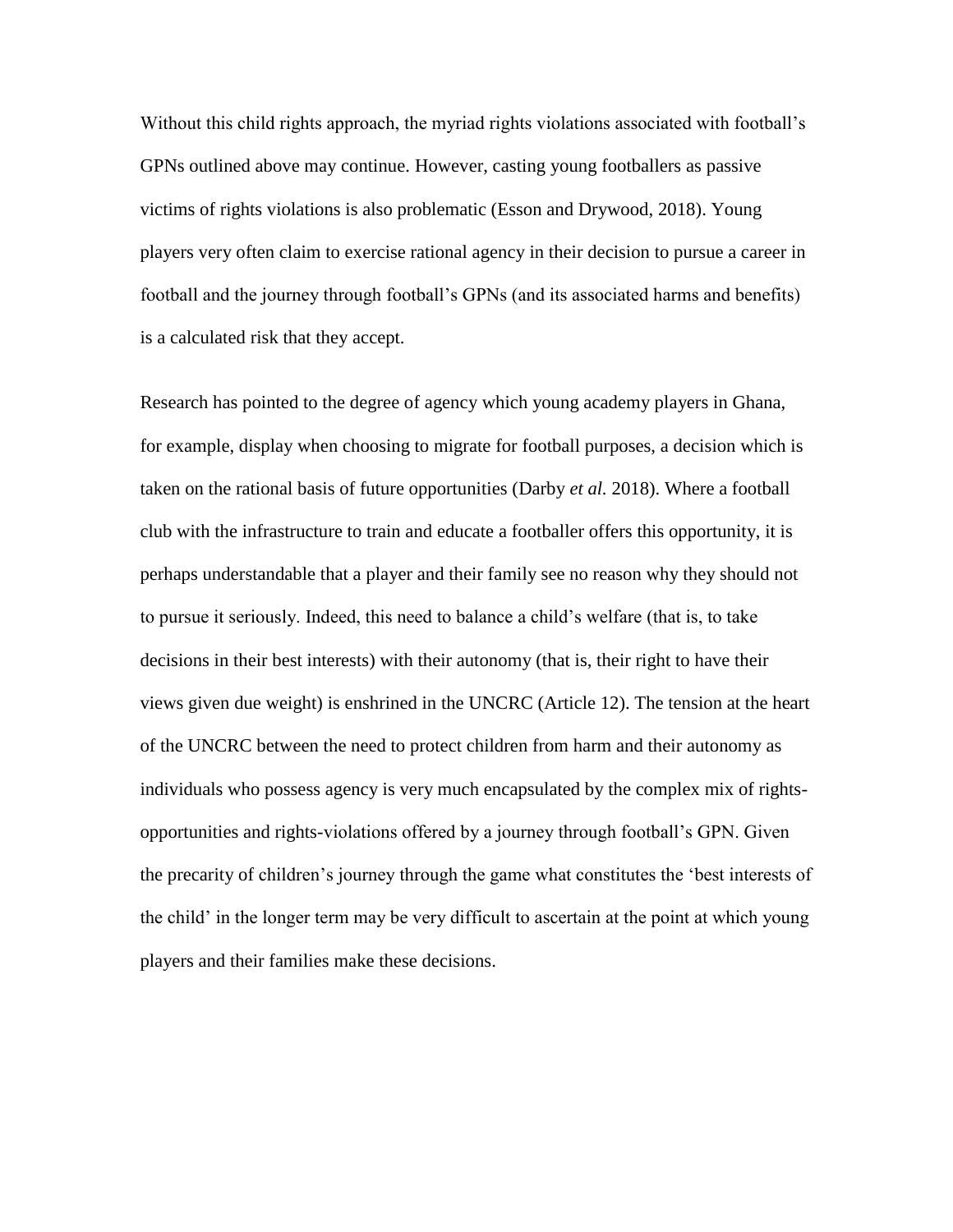Without this child rights approach, the myriad rights violations associated with football's GPNs outlined above may continue. However, casting young footballers as passive victims of rights violations is also problematic (Esson and Drywood, 2018). Young players very often claim to exercise rational agency in their decision to pursue a career in football and the journey through football's GPNs (and its associated harms and benefits) is a calculated risk that they accept.

Research has pointed to the degree of agency which young academy players in Ghana, for example, display when choosing to migrate for football purposes, a decision which is taken on the rational basis of future opportunities (Darby *et al.* 2018). Where a football club with the infrastructure to train and educate a footballer offers this opportunity, it is perhaps understandable that a player and their family see no reason why they should not to pursue it seriously. Indeed, this need to balance a child's welfare (that is, to take decisions in their best interests) with their autonomy (that is, their right to have their views given due weight) is enshrined in the UNCRC (Article 12). The tension at the heart of the UNCRC between the need to protect children from harm and their autonomy as individuals who possess agency is very much encapsulated by the complex mix of rights-opportunities and rights-violations offered by a journey through football's GPN. Given the precarity of children's journey through the game what constitutes the 'best interests of the child' in the longer term may be very difficult to ascertain at the point at which young players and their families make these decisions.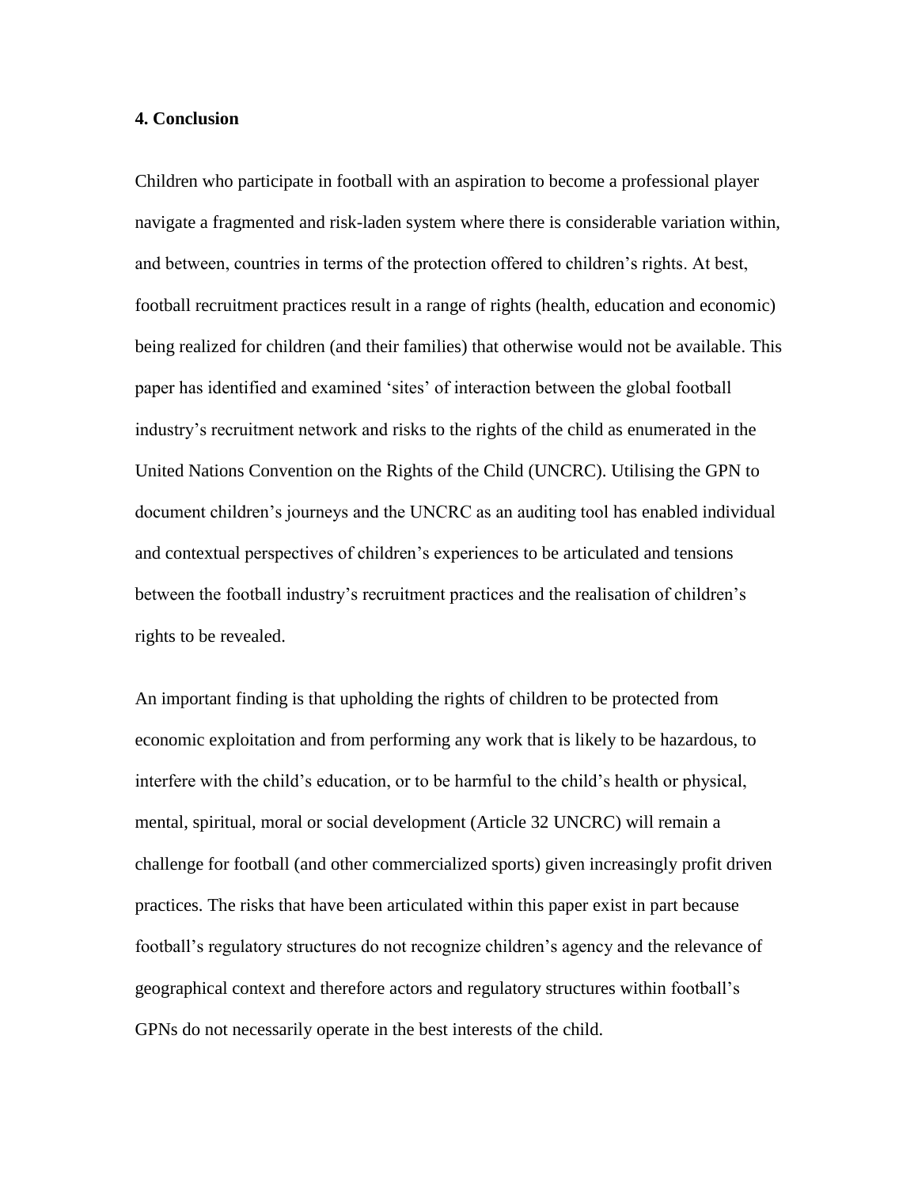## 4. Conclusion

Children who participate in football with an aspiration to become a professional player navigate a fragmented and risk-laden system where there is considerable variation within, and between, countries in terms of the protection offered to children's rights. At best, football recruitment practices result in a range of rights (health, education and economic) being realized for children (and their families) that otherwise would not be available. This paper has identified and examined 'sites' of interaction between the global football industry's recruitment network and risks to the rights of the child as enumerated in the United Nations Convention on the Rights of the Child (UNCRC). Utilising the GPN to document children's journeys and the UNCRC as an auditing tool has enabled individual and contextual perspectives of children's experiences to be articulated and tensions between the football industry's recruitment practices and the realisation of children's rights to be revealed.

An important finding is that upholding the rights of children to be protected from economic exploitation and from performing any work that is likely to be hazardous, to interfere with the child's education, or to be harmful to the child's health or physical, mental, spiritual, moral or social development (Article 32 UNCRC) will remain a challenge for football (and other commercialized sports) given increasingly profit driven practices. The risks that have been articulated within this paper exist in part because football's regulatory structures do not recognize children's agency and the relevance of geographical context and therefore actors and regulatory structures within football's GPNs do not necessarily operate in the best interests of the child.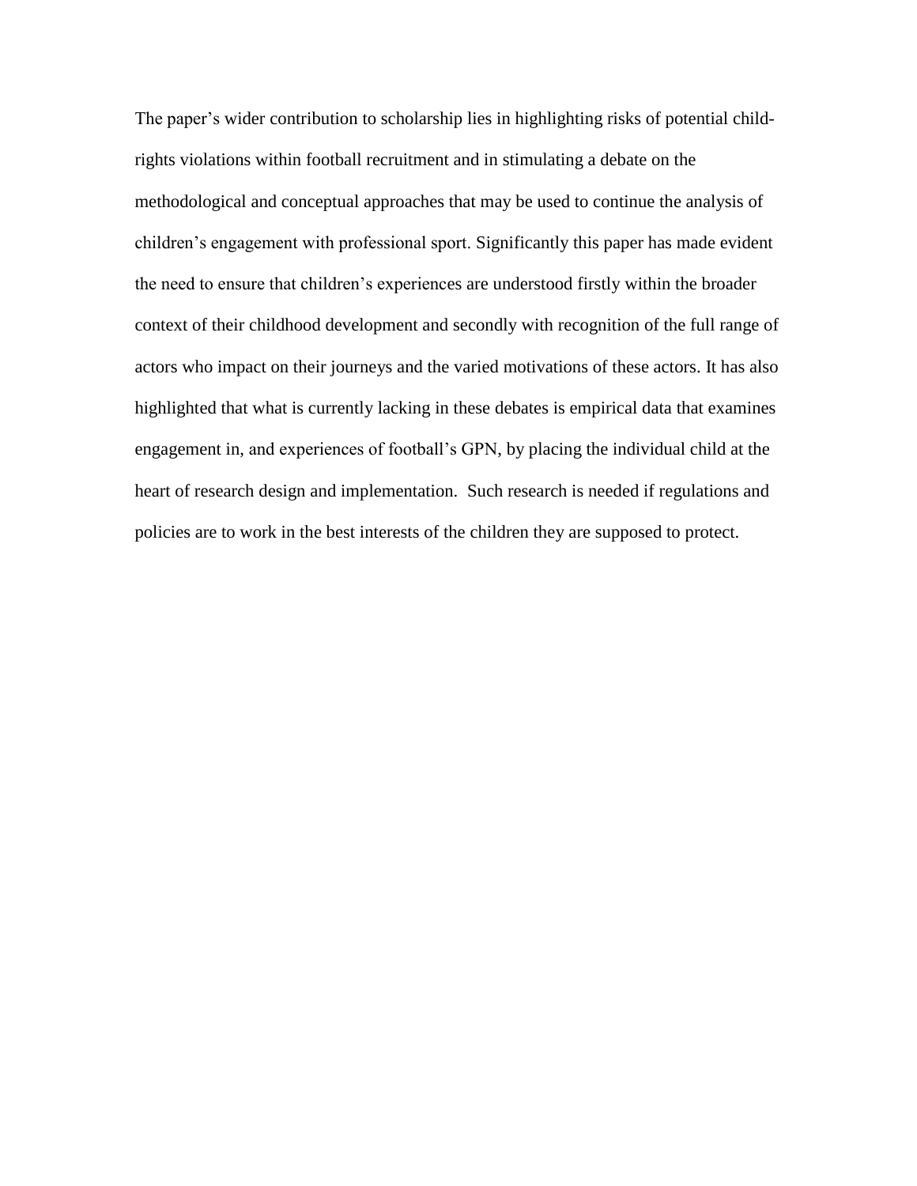The paper's wider contribution to scholarship lies in highlighting risks of potential child-rights violations within football recruitment and in stimulating a debate on the methodological and conceptual approaches that may be used to continue the analysis of children's engagement with professional sport. Significantly this paper has made evident the need to ensure that children's experiences are understood firstly within the broader context of their childhood development and secondly with recognition of the full range of actors who impact on their journeys and the varied motivations of these actors. It has also highlighted that what is currently lacking in these debates is empirical data that examines engagement in, and experiences of football's GPN, by placing the individual child at the heart of research design and implementation. Such research is needed if regulations and policies are to work in the best interests of the children they are supposed to protect.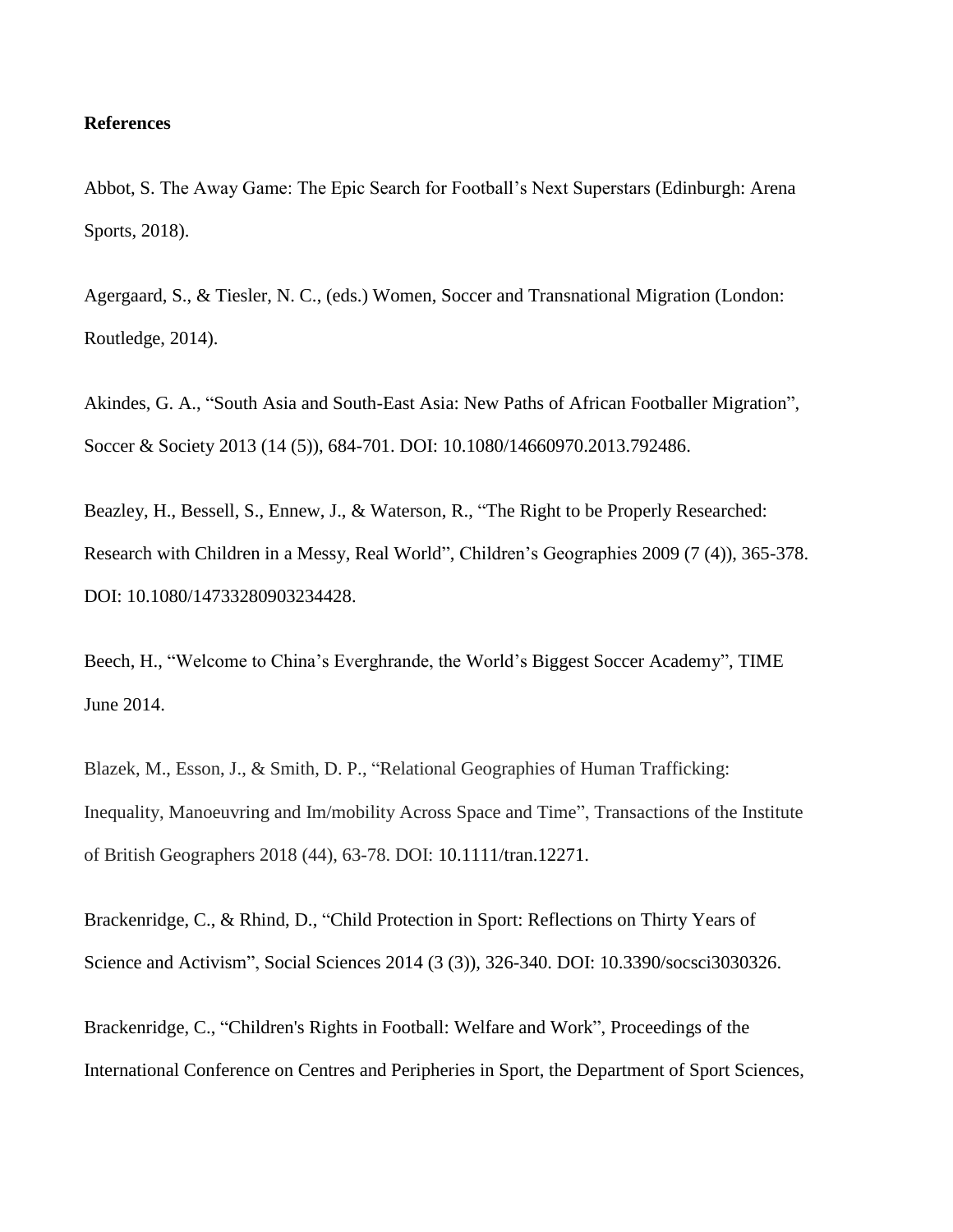**References**

Abbot, S. The Away Game: The Epic Search for Football's Next Superstars (Edinburgh: Arena Sports, 2018).

Agergaard, S., & Tiesler, N. C., (eds.) Women, Soccer and Transnational Migration (London: Routledge, 2014).

Akindes, G. A., "South Asia and South-East Asia: New Paths of African Footballer Migration", Soccer & Society 2013 (14 (5)), 684-701. DOI: 10.1080/14660970.2013.792486.

Beazley, H., Bessell, S., Ennew, J., & Waterson, R., "The Right to be Properly Researched: Research with Children in a Messy, Real World", Children's Geographies 2009 (7 (4)), 365-378. DOI: 10.1080/14733280903234428.

Beech, H., "Welcome to China's Everghrande, the World's Biggest Soccer Academy", TIME June 2014.

Blazek, M., Esson, J., & Smith, D. P., "Relational Geographies of Human Trafficking: Inequality, Manoeuvring and Im/mobility Across Space and Time", Transactions of the Institute of British Geographers 2018 (44), 63-78. DOI: 10.1111/tran.12271.

Brackenridge, C., & Rhind, D., "Child Protection in Sport: Reflections on Thirty Years of Science and Activism", Social Sciences 2014 (3 (3)), 326-340. DOI: 10.3390/socsci3030326.

Brackenridge, C., "Children's Rights in Football: Welfare and Work", Proceedings of the International Conference on Centres and Peripheries in Sport, the Department of Sport Sciences,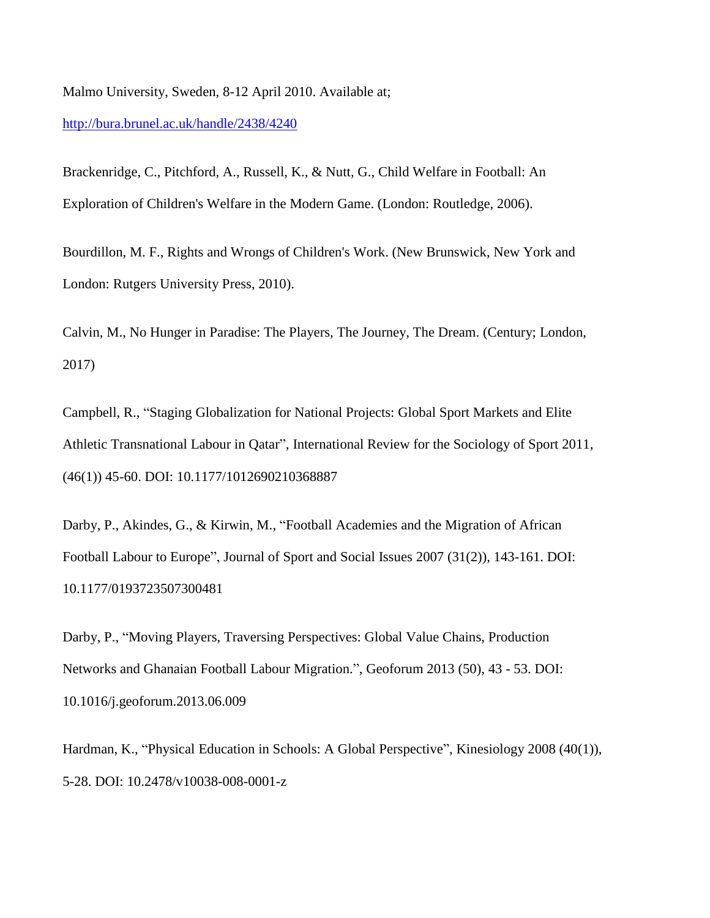Malmo University, Sweden, 8-12 April 2010. Available at; http://bura.brunel.ac.uk/handle/2438/4240

Brackenridge, C., Pitchford, A., Russell, K., & Nutt, G., Child Welfare in Football: An Exploration of Children's Welfare in the Modern Game. (London: Routledge, 2006).

Bourdillon, M. F., Rights and Wrongs of Children's Work. (New Brunswick, New York and London: Rutgers University Press, 2010).

Calvin, M., No Hunger in Paradise: The Players, The Journey, The Dream. (Century; London, 2017)

Campbell, R., "Staging Globalization for National Projects: Global Sport Markets and Elite Athletic Transnational Labour in Qatar", International Review for the Sociology of Sport 2011, (46(1)) 45-60. DOI: 10.1177/1012690210368887

Darby, P., Akindes, G., & Kirwin, M., "Football Academies and the Migration of African Football Labour to Europe", Journal of Sport and Social Issues 2007 (31(2)), 143-161. DOI: 10.1177/0193723507300481

Darby, P., "Moving Players, Traversing Perspectives: Global Value Chains, Production Networks and Ghanaian Football Labour Migration.", Geoforum 2013 (50), 43 - 53. DOI: 10.1016/j.geoforum.2013.06.009

Hardman, K., "Physical Education in Schools: A Global Perspective", Kinesiology 2008 (40(1)), 5-28. DOI: 10.2478/v10038-008-0001-z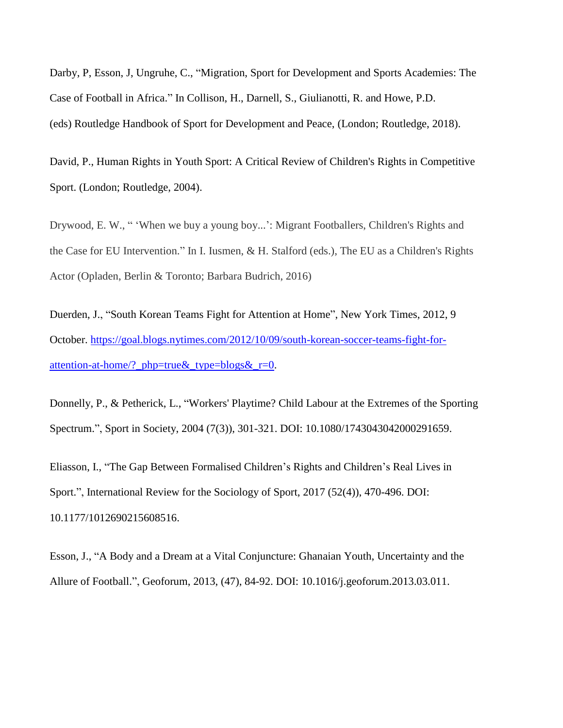Darby, P, Esson, J, Ungruhe, C., “Migration, Sport for Development and Sports Academies: The Case of Football in Africa.” In Collison, H., Darnell, S., Giulianotti, R. and Howe, P.D. (eds) Routledge Handbook of Sport for Development and Peace, (London; Routledge, 2018).

David, P., Human Rights in Youth Sport: A Critical Review of Children's Rights in Competitive Sport. (London; Routledge, 2004).

Drywood, E. W., “ ‘When we buy a young boy...’: Migrant Footballers, Children's Rights and the Case for EU Intervention.” In I. Iusmen, & H. Stalford (eds.), The EU as a Children's Rights Actor (Opladen, Berlin & Toronto; Barbara Budrich, 2016)

Duerden, J., “South Korean Teams Fight for Attention at Home”, New York Times, 2012, 9 October. https://goal.blogs.nytimes.com/2012/10/09/south-korean-soccer-teams-fight-for-attention-at-home/?_php=true&_type=blogs&_r=0.

Donnelly, P., & Petherick, L., “Workers' Playtime? Child Labour at the Extremes of the Sporting Spectrum.”, Sport in Society, 2004 (7(3)), 301-321. DOI: 10.1080/1743043042000291659.

Eliasson, I., “The Gap Between Formalised Children’s Rights and Children’s Real Lives in Sport.”, International Review for the Sociology of Sport, 2017 (52(4)), 470-496. DOI: 10.1177/1012690215608516.

Esson, J., “A Body and a Dream at a Vital Conjuncture: Ghanaian Youth, Uncertainty and the Allure of Football.”, Geoforum, 2013, (47), 84-92. DOI: 10.1016/j.geoforum.2013.03.011.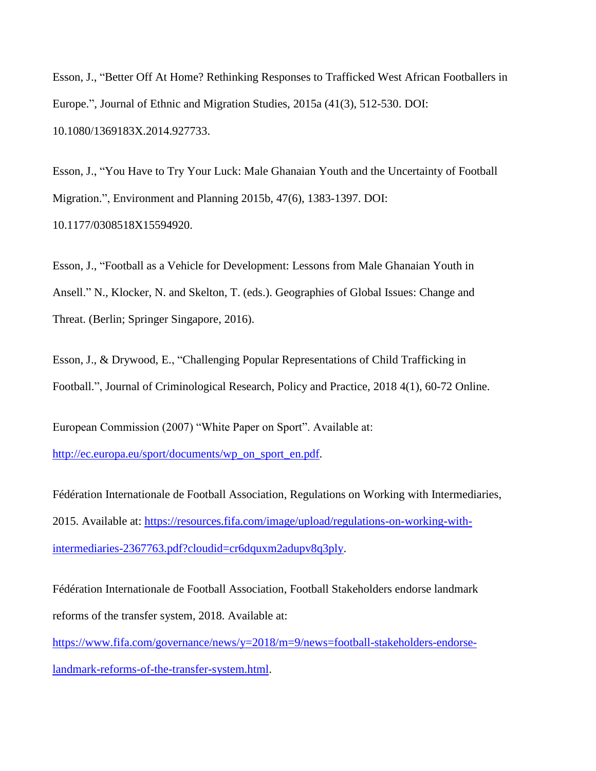Esson, J., "Better Off At Home? Rethinking Responses to Trafficked West African Footballers in Europe.", Journal of Ethnic and Migration Studies, 2015a (41(3), 512-530. DOI: 10.1080/1369183X.2014.927733.

Esson, J., "You Have to Try Your Luck: Male Ghanaian Youth and the Uncertainty of Football Migration.", Environment and Planning 2015b, 47(6), 1383-1397. DOI: 10.1177/0308518X15594920.

Esson, J., "Football as a Vehicle for Development: Lessons from Male Ghanaian Youth in Ansell." N., Klocker, N. and Skelton, T. (eds.). Geographies of Global Issues: Change and Threat. (Berlin; Springer Singapore, 2016).

Esson, J., & Drywood, E., "Challenging Popular Representations of Child Trafficking in Football.", Journal of Criminological Research, Policy and Practice, 2018 4(1), 60-72 Online.

European Commission (2007) "White Paper on Sport". Available at: http://ec.europa.eu/sport/documents/wp_on_sport_en.pdf.

Fédération Internationale de Football Association, Regulations on Working with Intermediaries, 2015. Available at: https://resources.fifa.com/image/upload/regulations-on-working-with-intermediaries-2367763.pdf?cloudid=cr6dquxm2adupv8q3ply.

Fédération Internationale de Football Association, Football Stakeholders endorse landmark reforms of the transfer system, 2018. Available at: https://www.fifa.com/governance/news/y=2018/m=9/news=football-stakeholders-endorse-landmark-reforms-of-the-transfer-system.html.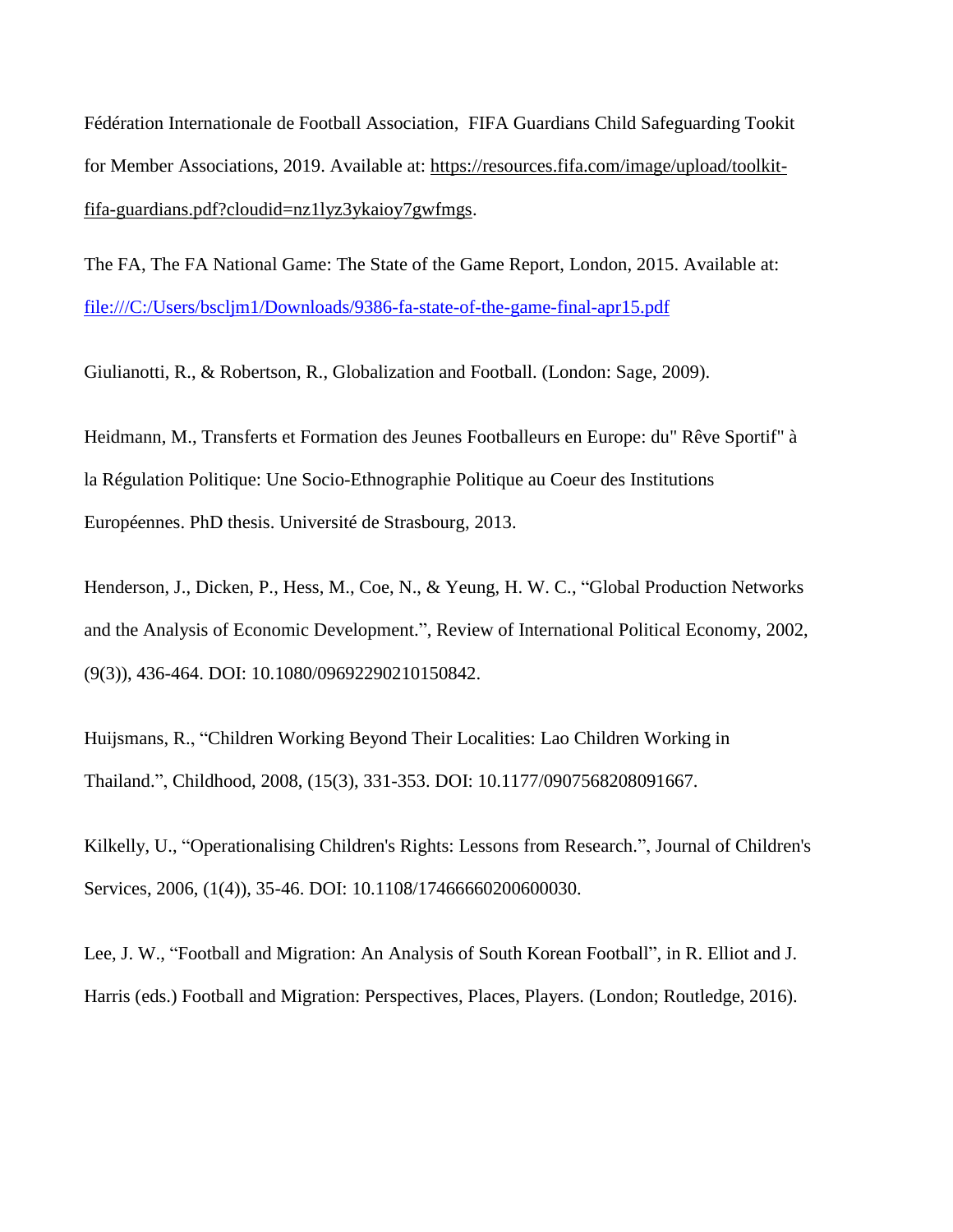Fédération Internationale de Football Association, FIFA Guardians Child Safeguarding Tookit for Member Associations, 2019. Available at: https://resources.fifa.com/image/upload/toolkit-fifa-guardians.pdf?cloudid=nz1lyz3ykaioy7gwfmgs.

The FA, The FA National Game: The State of the Game Report, London, 2015. Available at: file:///C:/Users/bscljm1/Downloads/9386-fa-state-of-the-game-final-apr15.pdf

Giulianotti, R., & Robertson, R., Globalization and Football. (London: Sage, 2009).

Heidmann, M., Transferts et Formation des Jeunes Footballeurs en Europe: du" Rêve Sportif" à la Régulation Politique: Une Socio-Ethnographie Politique au Coeur des Institutions Européennes. PhD thesis. Université de Strasbourg, 2013.

Henderson, J., Dicken, P., Hess, M., Coe, N., & Yeung, H. W. C., "Global Production Networks and the Analysis of Economic Development.", Review of International Political Economy, 2002, (9(3)), 436-464. DOI: 10.1080/09692290210150842.

Huijsmans, R., "Children Working Beyond Their Localities: Lao Children Working in Thailand.", Childhood, 2008, (15(3), 331-353. DOI: 10.1177/0907568208091667.

Kilkelly, U., "Operationalising Children's Rights: Lessons from Research.", Journal of Children's Services, 2006, (1(4)), 35-46. DOI: 10.1108/17466660200600030.

Lee, J. W., "Football and Migration: An Analysis of South Korean Football", in R. Elliot and J. Harris (eds.) Football and Migration: Perspectives, Places, Players. (London; Routledge, 2016).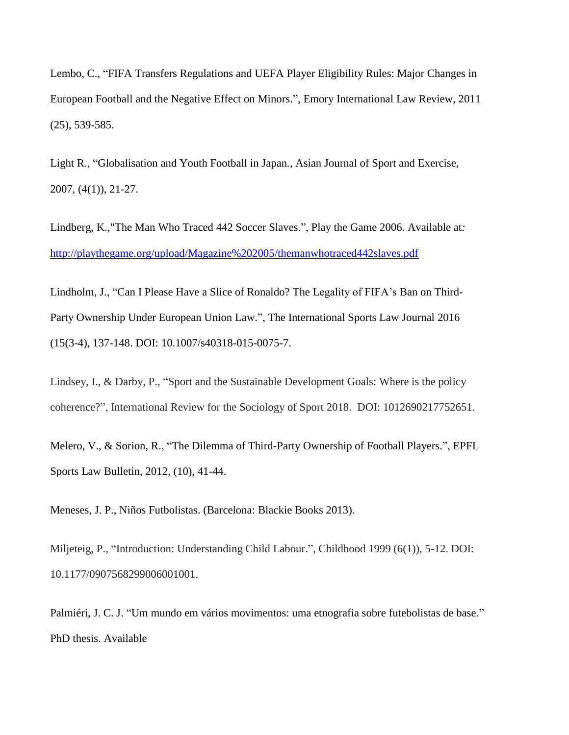Lembo, C., "FIFA Transfers Regulations and UEFA Player Eligibility Rules: Major Changes in European Football and the Negative Effect on Minors.", Emory International Law Review, 2011 (25), 539-585.

Light R., "Globalisation and Youth Football in Japan., Asian Journal of Sport and Exercise, 2007, (4(1)), 21-27.

Lindberg, K.,"The Man Who Traced 442 Soccer Slaves.", Play the Game 2006. Available at: http://playthegame.org/upload/Magazine%202005/themanwhotraced442slaves.pdf

Lindholm, J., "Can I Please Have a Slice of Ronaldo? The Legality of FIFA's Ban on Third-Party Ownership Under European Union Law.", The International Sports Law Journal 2016 (15(3-4), 137-148. DOI: 10.1007/s40318-015-0075-7.

Lindsey, I., & Darby, P., "Sport and the Sustainable Development Goals: Where is the policy coherence?", International Review for the Sociology of Sport 2018. DOI: 1012690217752651.

Melero, V., & Sorion, R., "The Dilemma of Third-Party Ownership of Football Players.", EPFL Sports Law Bulletin, 2012, (10), 41-44.

Meneses, J. P., Niños Futbolistas. (Barcelona: Blackie Books 2013).

Miljeteig, P., "Introduction: Understanding Child Labour.", Childhood 1999 (6(1)), 5-12. DOI: 10.1177/0907568299006001001.

Palmiéri, J. C. J. "Um mundo em vários movimentos: uma etnografia sobre futebolistas de base." PhD thesis. Available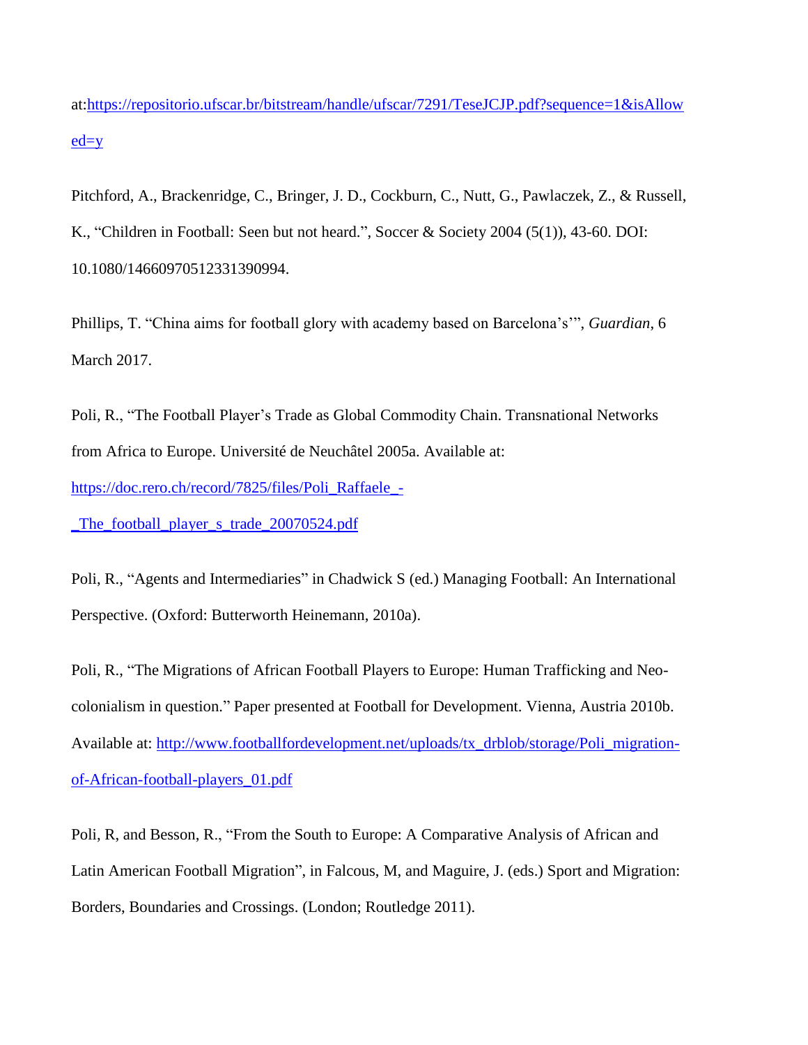at:https://repositorio.ufscar.br/bitstream/handle/ufscar/7291/TeseJCJP.pdf?sequence=1&isAllowed=y

Pitchford, A., Brackenridge, C., Bringer, J. D., Cockburn, C., Nutt, G., Pawlaczek, Z., & Russell, K., "Children in Football: Seen but not heard.", Soccer & Society 2004 (5(1)), 43-60. DOI: 10.1080/14660970512331390994.

Phillips, T. "China aims for football glory with academy based on Barcelona's'", *Guardian*, 6 March 2017.

Poli, R., "The Football Player's Trade as Global Commodity Chain. Transnational Networks from Africa to Europe. Université de Neuchâtel 2005a. Available at: https://doc.rero.ch/record/7825/files/Poli_Raffaele_-_The_football_player_s_trade_20070524.pdf

Poli, R., "Agents and Intermediaries" in Chadwick S (ed.) Managing Football: An International Perspective. (Oxford: Butterworth Heinemann, 2010a).

Poli, R., "The Migrations of African Football Players to Europe: Human Trafficking and Neo-colonialism in question." Paper presented at Football for Development. Vienna, Austria 2010b. Available at: http://www.footballfordevelopment.net/uploads/tx_drblob/storage/Poli_migration-of-African-football-players_01.pdf

Poli, R, and Besson, R., "From the South to Europe: A Comparative Analysis of African and Latin American Football Migration", in Falcous, M, and Maguire, J. (eds.) Sport and Migration: Borders, Boundaries and Crossings. (London; Routledge 2011).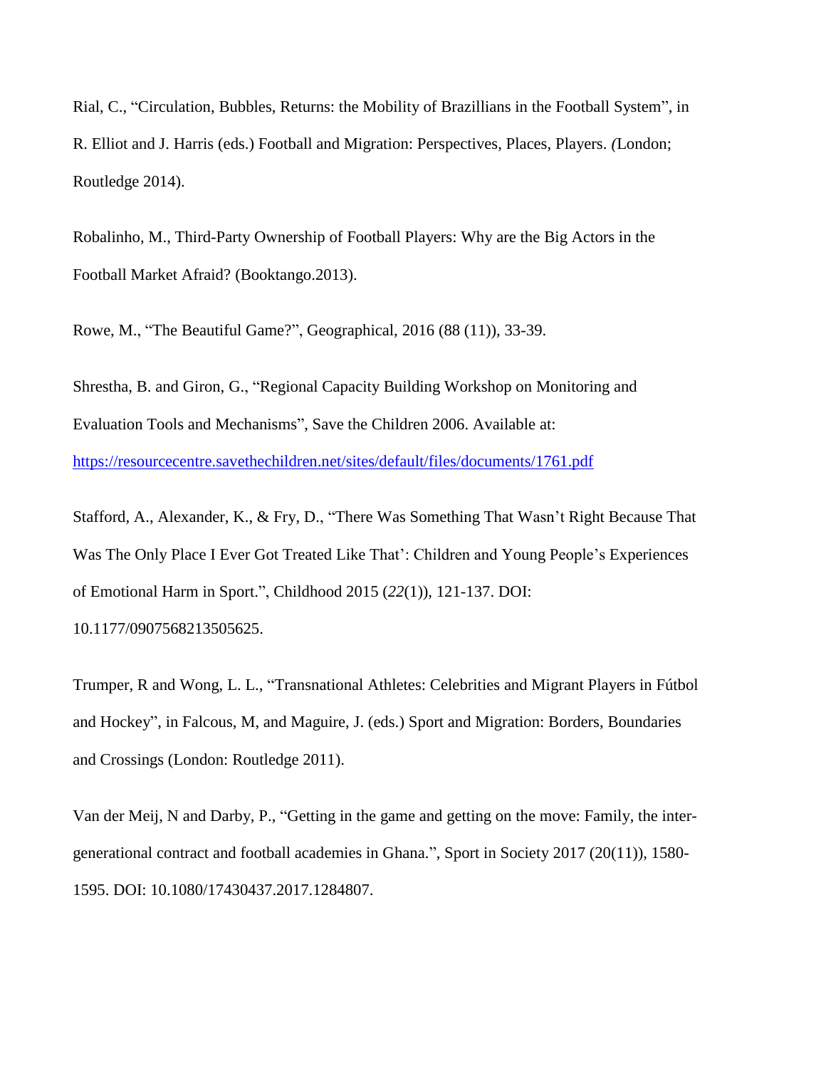Rial, C., "Circulation, Bubbles, Returns: the Mobility of Brazillians in the Football System", in R. Elliot and J. Harris (eds.) Football and Migration: Perspectives, Places, Players. *(*London; Routledge 2014).

Robalinho, M., Third-Party Ownership of Football Players: Why are the Big Actors in the Football Market Afraid? (Booktango.2013).

Rowe, M., "The Beautiful Game?", Geographical, 2016 (88 (11)), 33-39.

Shrestha, B. and Giron, G., "Regional Capacity Building Workshop on Monitoring and Evaluation Tools and Mechanisms", Save the Children 2006. Available at: https://resourcecentre.savethechildren.net/sites/default/files/documents/1761.pdf

Stafford, A., Alexander, K., & Fry, D., "There Was Something That Wasn't Right Because That Was The Only Place I Ever Got Treated Like That': Children and Young People's Experiences of Emotional Harm in Sport.", Childhood 2015 (*22*(1)), 121-137. DOI: 10.1177/0907568213505625.

Trumper, R and Wong, L. L., "Transnational Athletes: Celebrities and Migrant Players in Fútbol and Hockey", in Falcous, M, and Maguire, J. (eds.) Sport and Migration: Borders, Boundaries and Crossings (London: Routledge 2011).

Van der Meij, N and Darby, P., "Getting in the game and getting on the move: Family, the inter-generational contract and football academies in Ghana.", Sport in Society 2017 (20(11)), 1580-1595. DOI: 10.1080/17430437.2017.1284807.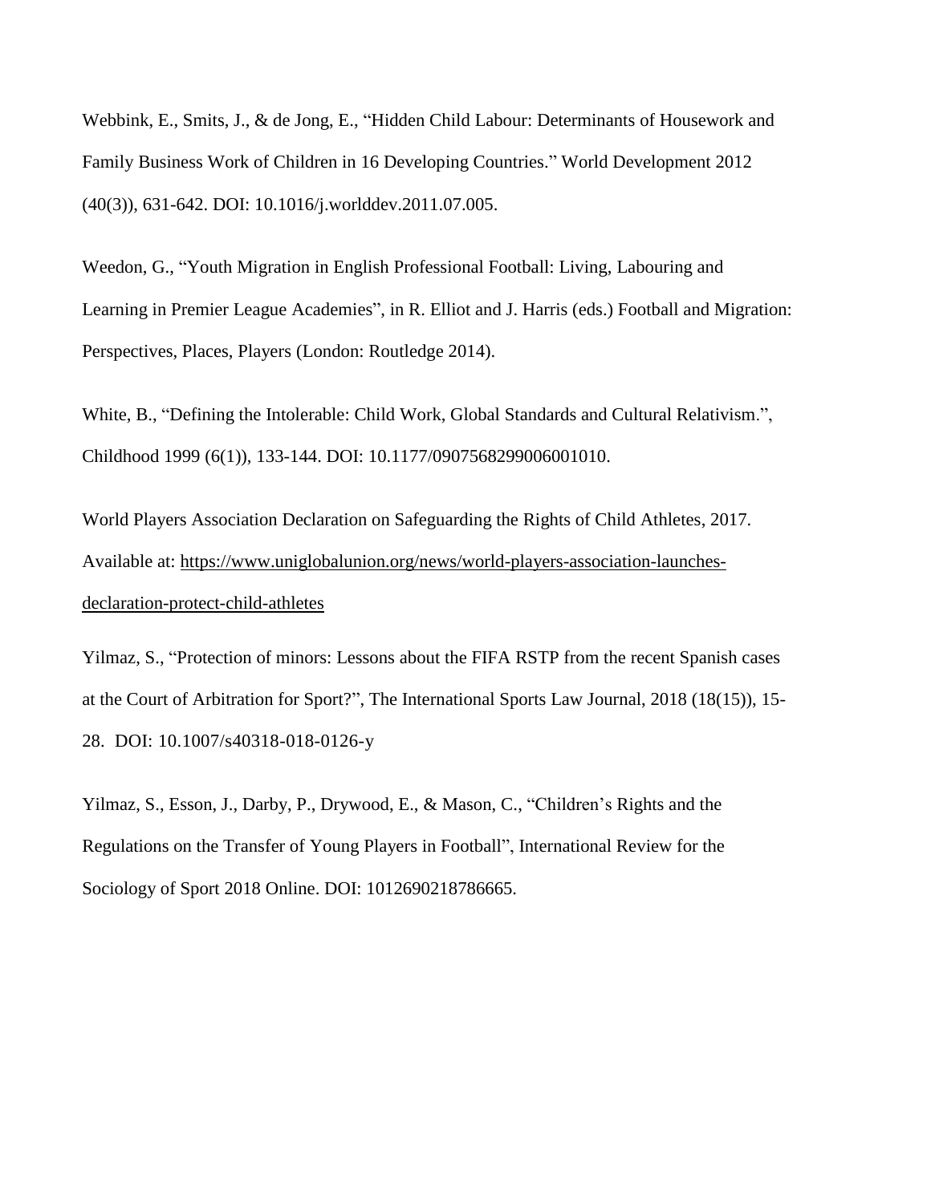Webbink, E., Smits, J., & de Jong, E., “Hidden Child Labour: Determinants of Housework and Family Business Work of Children in 16 Developing Countries.” World Development 2012 (40(3)), 631-642. DOI: 10.1016/j.worlddev.2011.07.005.

Weedon, G., “Youth Migration in English Professional Football: Living, Labouring and Learning in Premier League Academies”, in R. Elliot and J. Harris (eds.) Football and Migration: Perspectives, Places, Players (London: Routledge 2014).

White, B., “Defining the Intolerable: Child Work, Global Standards and Cultural Relativism.”, Childhood 1999 (6(1)), 133-144. DOI: 10.1177/0907568299006001010.

World Players Association Declaration on Safeguarding the Rights of Child Athletes, 2017. Available at: https://www.uniglobalunion.org/news/world-players-association-launches-declaration-protect-child-athletes

Yilmaz, S., “Protection of minors: Lessons about the FIFA RSTP from the recent Spanish cases at the Court of Arbitration for Sport?”, The International Sports Law Journal, 2018 (18(15)), 15-28. DOI: 10.1007/s40318-018-0126-y

Yilmaz, S., Esson, J., Darby, P., Drywood, E., & Mason, C., “Children’s Rights and the Regulations on the Transfer of Young Players in Football”, International Review for the Sociology of Sport 2018 Online. DOI: 1012690218786665.